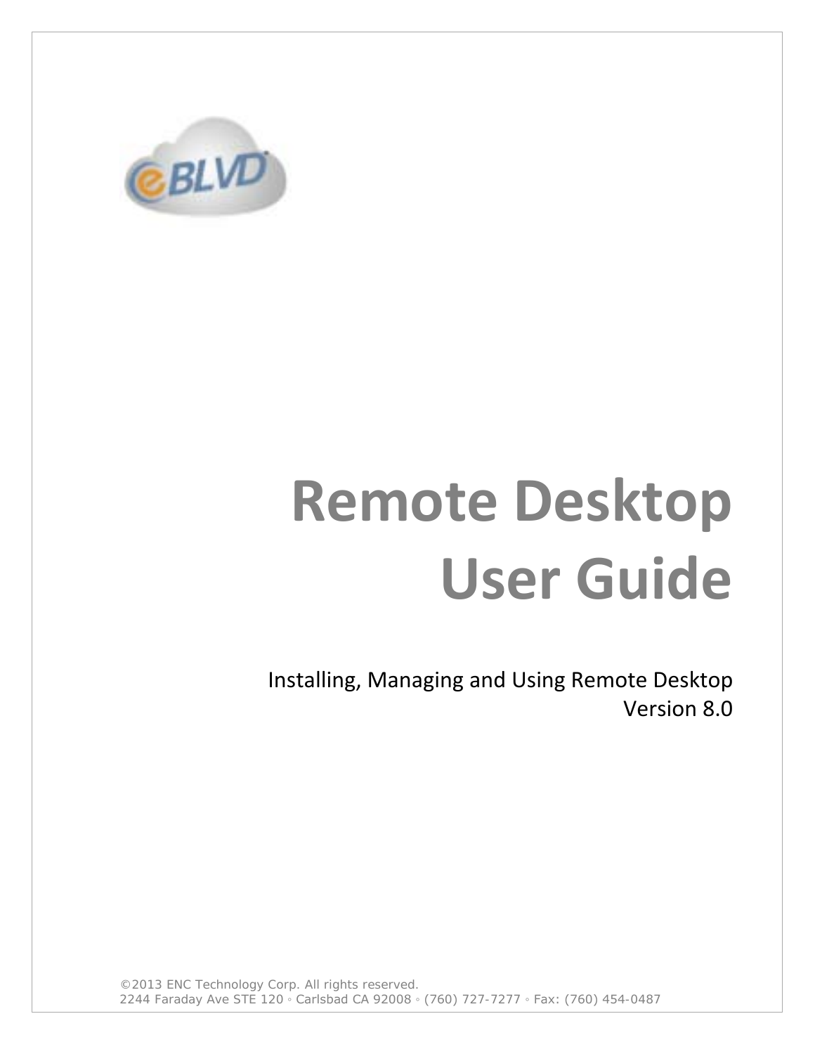# Remote Desktop User Guide

Installing, Managing and Using Remote Desktop
Version 8.0

©2013 ENC Technology Corp. All rights reserved.
2244 Faraday Ave STE 120 ◦ Carlsbad CA 92008 ◦ (760) 727-7277 ◦ Fax: (760) 454-0487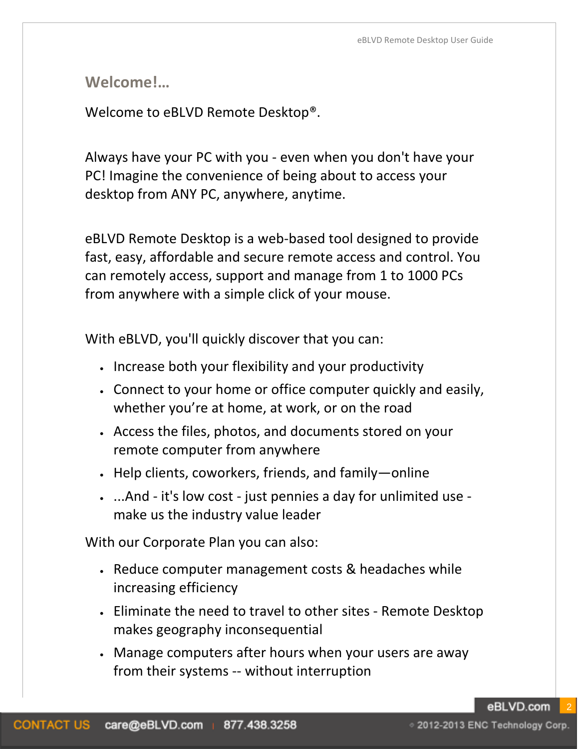## Welcome!...

Welcome to eBLVD Remote Desktop®.

Always have your PC with you - even when you don't have your PC! Imagine the convenience of being about to access your desktop from ANY PC, anywhere, anytime.

eBLVD Remote Desktop is a web-based tool designed to provide fast, easy, affordable and secure remote access and control. You can remotely access, support and manage from 1 to 1000 PCs from anywhere with a simple click of your mouse.

With eBLVD, you'll quickly discover that you can:

- Increase both your flexibility and your productivity
- Connect to your home or office computer quickly and easily, whether you're at home, at work, or on the road
- Access the files, photos, and documents stored on your remote computer from anywhere
- Help clients, coworkers, friends, and family—online
- ...And - it's low cost - just pennies a day for unlimited use - make us the industry value leader

With our Corporate Plan you can also:

- Reduce computer management costs & headaches while increasing efficiency
- Eliminate the need to travel to other sites - Remote Desktop makes geography inconsequential
- Manage computers after hours when your users are away from their systems -- without interruption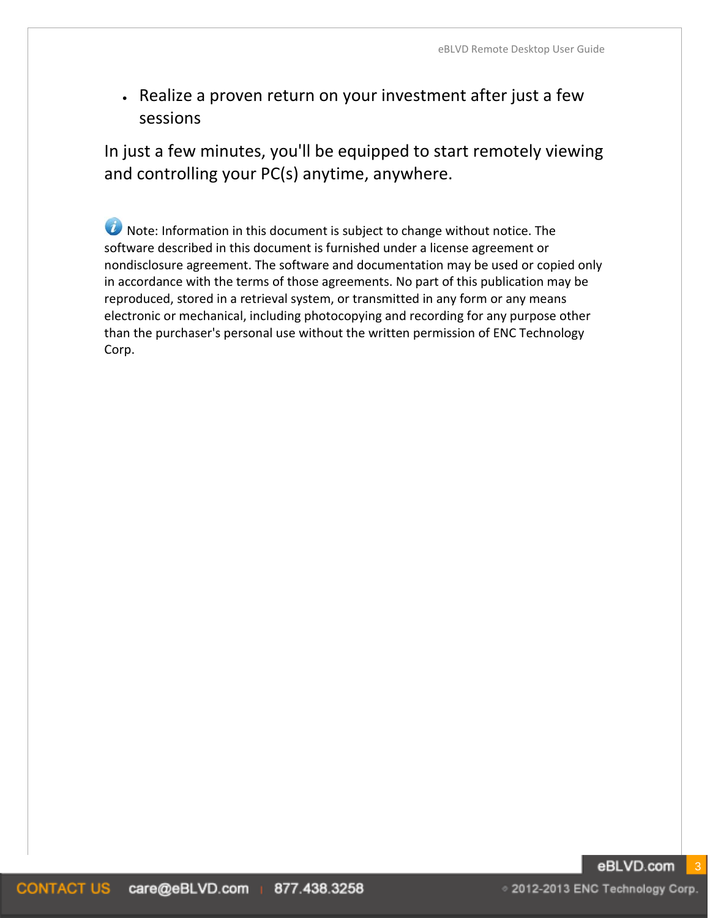- Realize a proven return on your investment after just a few sessions

In just a few minutes, you'll be equipped to start remotely viewing and controlling your PC(s) anytime, anywhere.

Note: Information in this document is subject to change without notice. The software described in this document is furnished under a license agreement or nondisclosure agreement. The software and documentation may be used or copied only in accordance with the terms of those agreements. No part of this publication may be reproduced, stored in a retrieval system, or transmitted in any form or any means electronic or mechanical, including photocopying and recording for any purpose other than the purchaser's personal use without the written permission of ENC Technology Corp.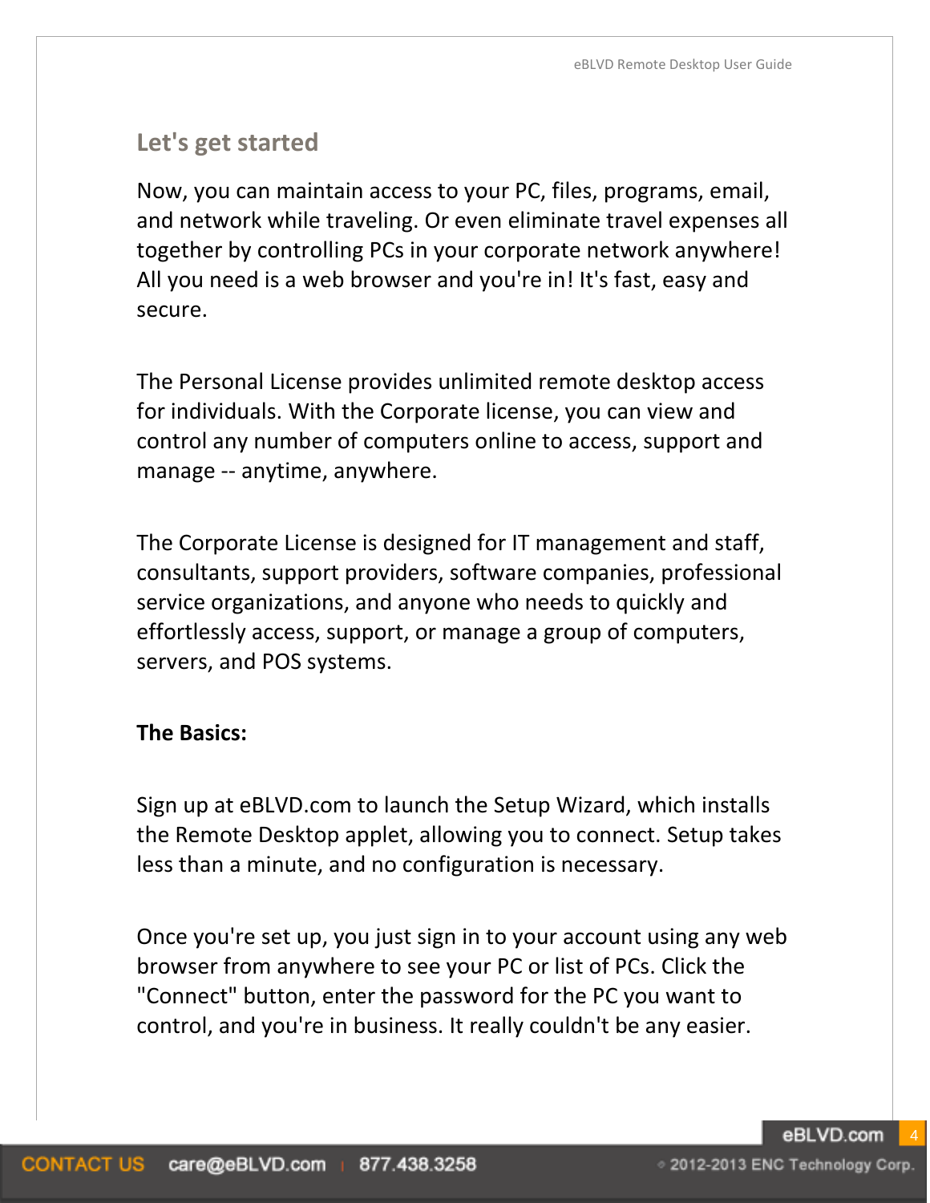## Let's get started

Now, you can maintain access to your PC, files, programs, email, and network while traveling. Or even eliminate travel expenses all together by controlling PCs in your corporate network anywhere! All you need is a web browser and you're in! It's fast, easy and secure.

The Personal License provides unlimited remote desktop access for individuals. With the Corporate license, you can view and control any number of computers online to access, support and manage -- anytime, anywhere.

The Corporate License is designed for IT management and staff, consultants, support providers, software companies, professional service organizations, and anyone who needs to quickly and effortlessly access, support, or manage a group of computers, servers, and POS systems.

**The Basics:**

Sign up at eBLVD.com to launch the Setup Wizard, which installs the Remote Desktop applet, allowing you to connect. Setup takes less than a minute, and no configuration is necessary.

Once you're set up, you just sign in to your account using any web browser from anywhere to see your PC or list of PCs. Click the "Connect" button, enter the password for the PC you want to control, and you're in business. It really couldn't be any easier.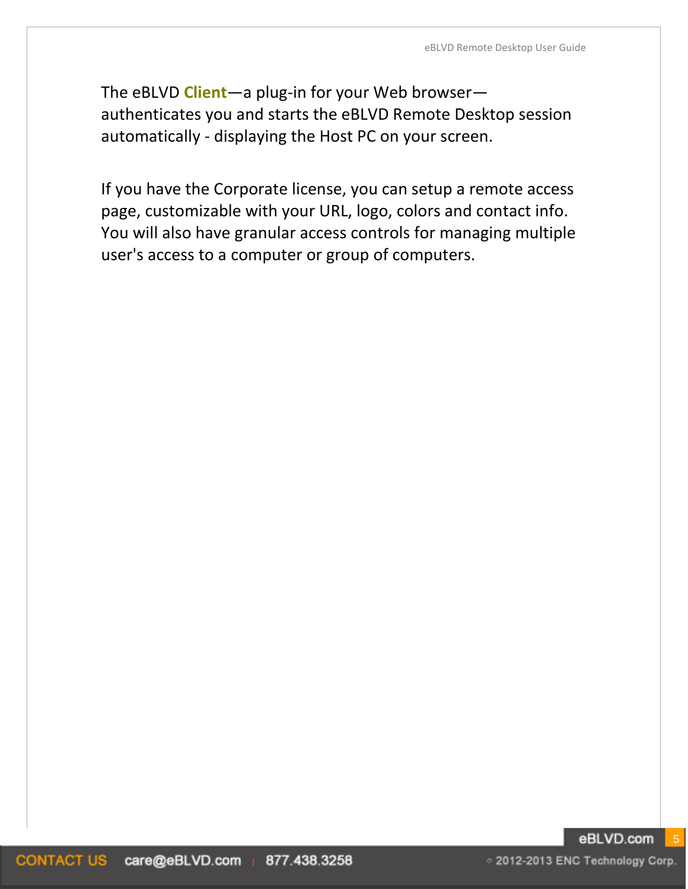The eBLVD **Client**—a plug-in for your Web browser—authenticates you and starts the eBLVD Remote Desktop session automatically - displaying the Host PC on your screen.

If you have the Corporate license, you can setup a remote access page, customizable with your URL, logo, colors and contact info. You will also have granular access controls for managing multiple user's access to a computer or group of computers.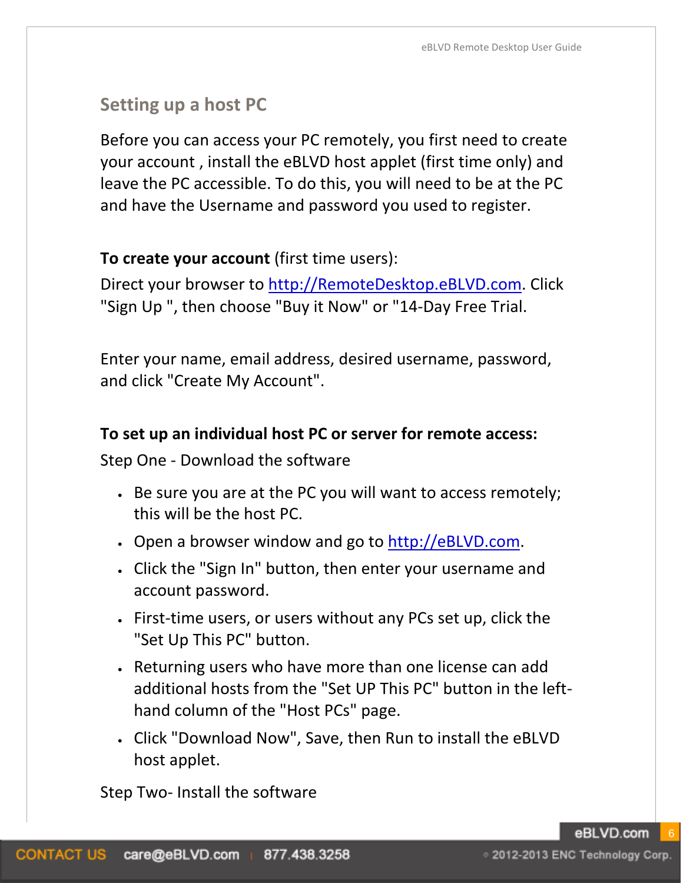## Setting up a host PC

Before you can access your PC remotely, you first need to create your account , install the eBLVD host applet (first time only) and leave the PC accessible. To do this, you will need to be at the PC and have the Username and password you used to register.

**To create your account** (first time users):

Direct your browser to http://RemoteDesktop.eBLVD.com. Click "Sign Up ", then choose "Buy it Now" or "14-Day Free Trial.

Enter your name, email address, desired username, password, and click "Create My Account".

**To set up an individual host PC or server for remote access:**

Step One - Download the software

- Be sure you are at the PC you will want to access remotely; this will be the host PC.
- Open a browser window and go to http://eBLVD.com.
- Click the "Sign In" button, then enter your username and account password.
- First-time users, or users without any PCs set up, click the "Set Up This PC" button.
- Returning users who have more than one license can add additional hosts from the "Set UP This PC" button in the left-hand column of the "Host PCs" page.
- Click "Download Now", Save, then Run to install the eBLVD host applet.

Step Two- Install the software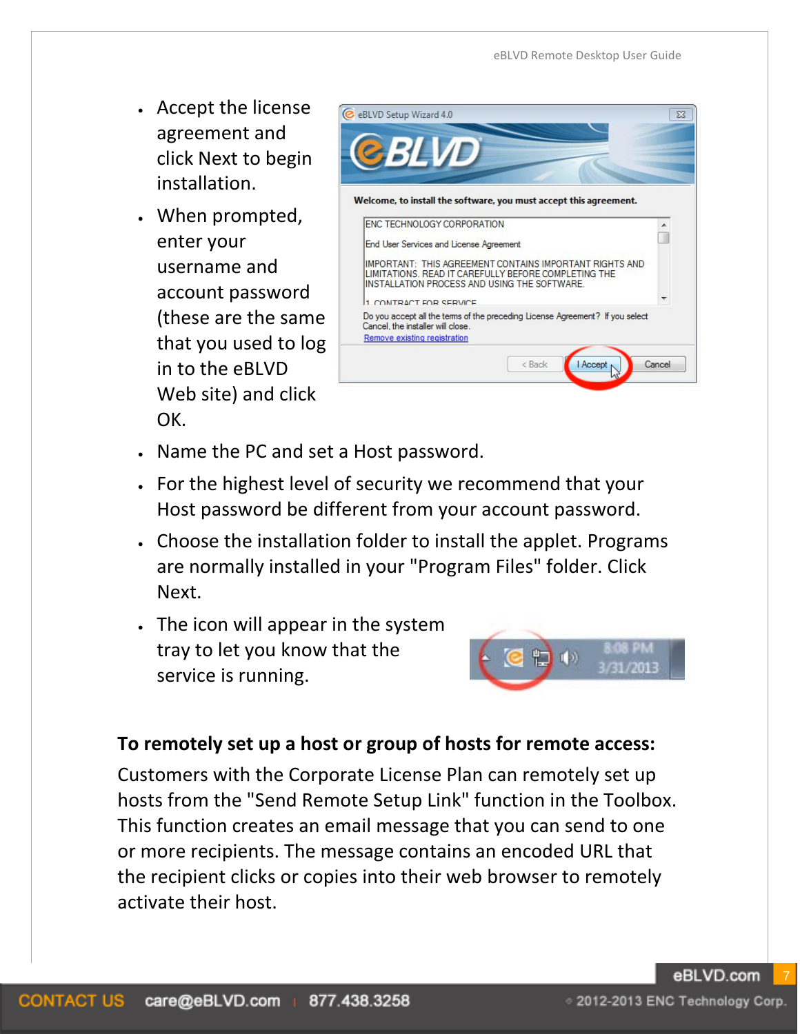- Accept the license agreement and click Next to begin installation.
- When prompted, enter your username and account password (these are the same that you used to log in to the eBLVD Web site) and click OK.
- Name the PC and set a Host password.
- For the highest level of security we recommend that your Host password be different from your account password.
- Choose the installation folder to install the applet. Programs are normally installed in your "Program Files" folder. Click Next.
- The icon will appear in the system tray to let you know that the service is running.

**To remotely set up a host or group of hosts for remote access:**

Customers with the Corporate License Plan can remotely set up hosts from the "Send Remote Setup Link" function in the Toolbox. This function creates an email message that you can send to one or more recipients. The message contains an encoded URL that the recipient clicks or copies into their web browser to remotely activate their host.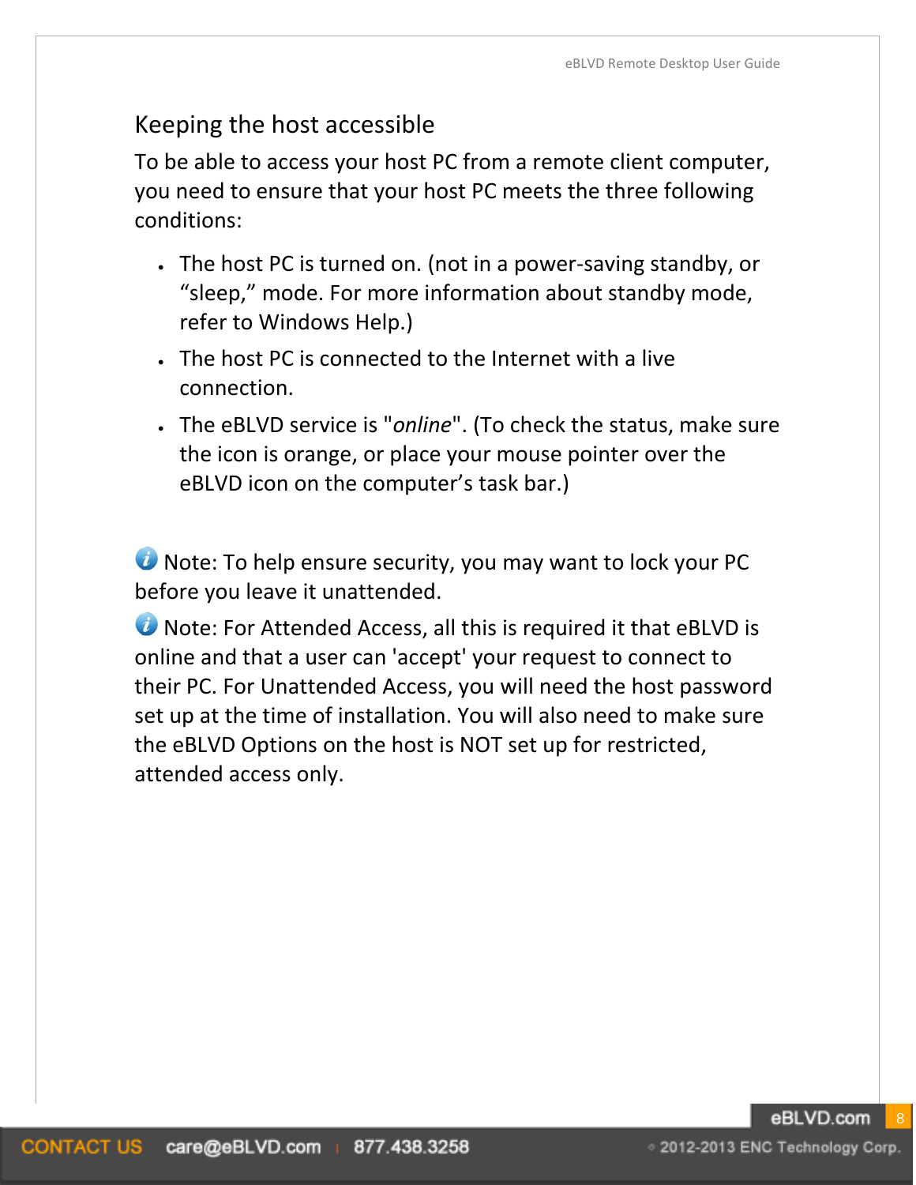## Keeping the host accessible

To be able to access your host PC from a remote client computer, you need to ensure that your host PC meets the three following conditions:

- The host PC is turned on. (not in a power-saving standby, or "sleep," mode. For more information about standby mode, refer to Windows Help.)
- The host PC is connected to the Internet with a live connection.
- The eBLVD service is "*online*". (To check the status, make sure the icon is orange, or place your mouse pointer over the eBLVD icon on the computer's task bar.)

Note: To help ensure security, you may want to lock your PC before you leave it unattended.

Note: For Attended Access, all this is required it that eBLVD is online and that a user can 'accept' your request to connect to their PC. For Unattended Access, you will need the host password set up at the time of installation. You will also need to make sure the eBLVD Options on the host is NOT set up for restricted, attended access only.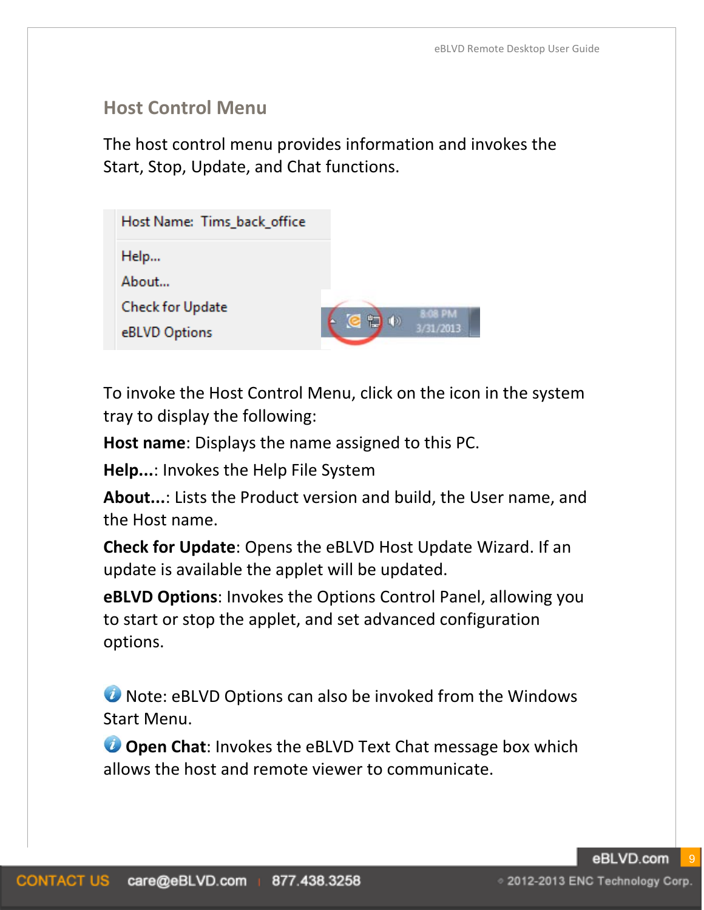## Host Control Menu

The host control menu provides information and invokes the Start, Stop, Update, and Chat functions.

To invoke the Host Control Menu, click on the icon in the system tray to display the following:

**Host name**: Displays the name assigned to this PC.

**Help...**: Invokes the Help File System

**About...**: Lists the Product version and build, the User name, and the Host name.

**Check for Update**: Opens the eBLVD Host Update Wizard. If an update is available the applet will be updated.

**eBLVD Options**: Invokes the Options Control Panel, allowing you to start or stop the applet, and set advanced configuration options.

Note: eBLVD Options can also be invoked from the Windows Start Menu.

**Open Chat**: Invokes the eBLVD Text Chat message box which allows the host and remote viewer to communicate.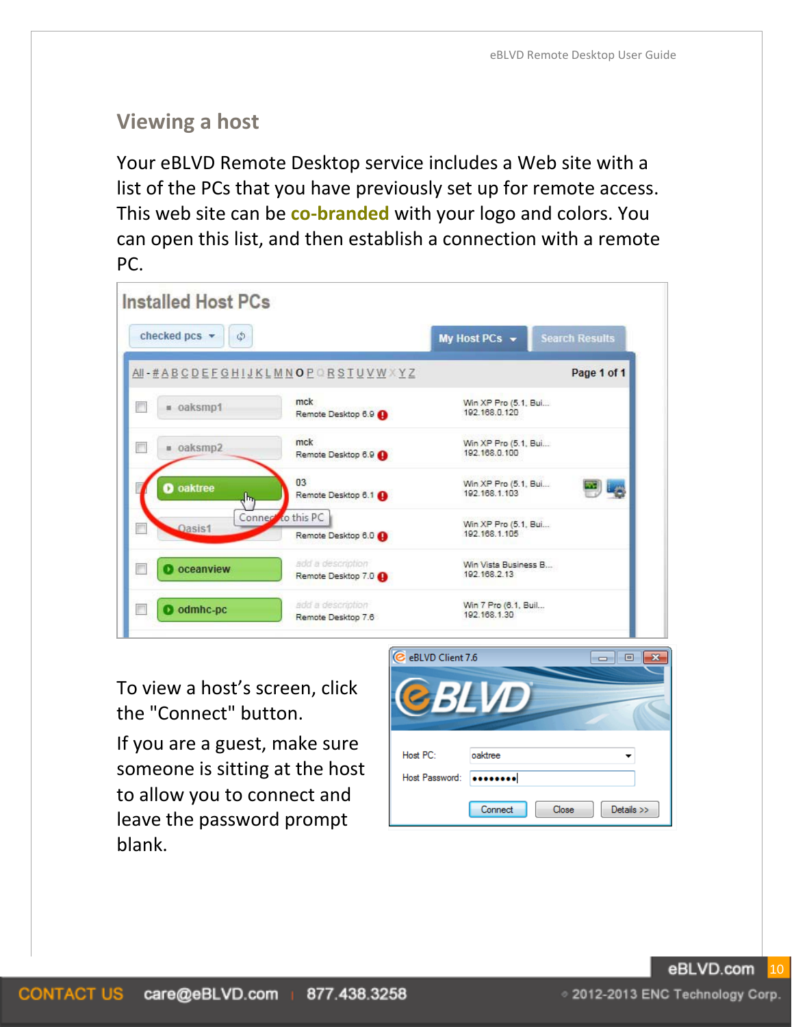## Viewing a host

Your eBLVD Remote Desktop service includes a Web site with a list of the PCs that you have previously set up for remote access. This web site can be **co-branded** with your logo and colors. You can open this list, and then establish a connection with a remote PC.

To view a host's screen, click the "Connect" button.

If you are a guest, make sure someone is sitting at the host to allow you to connect and leave the password prompt blank.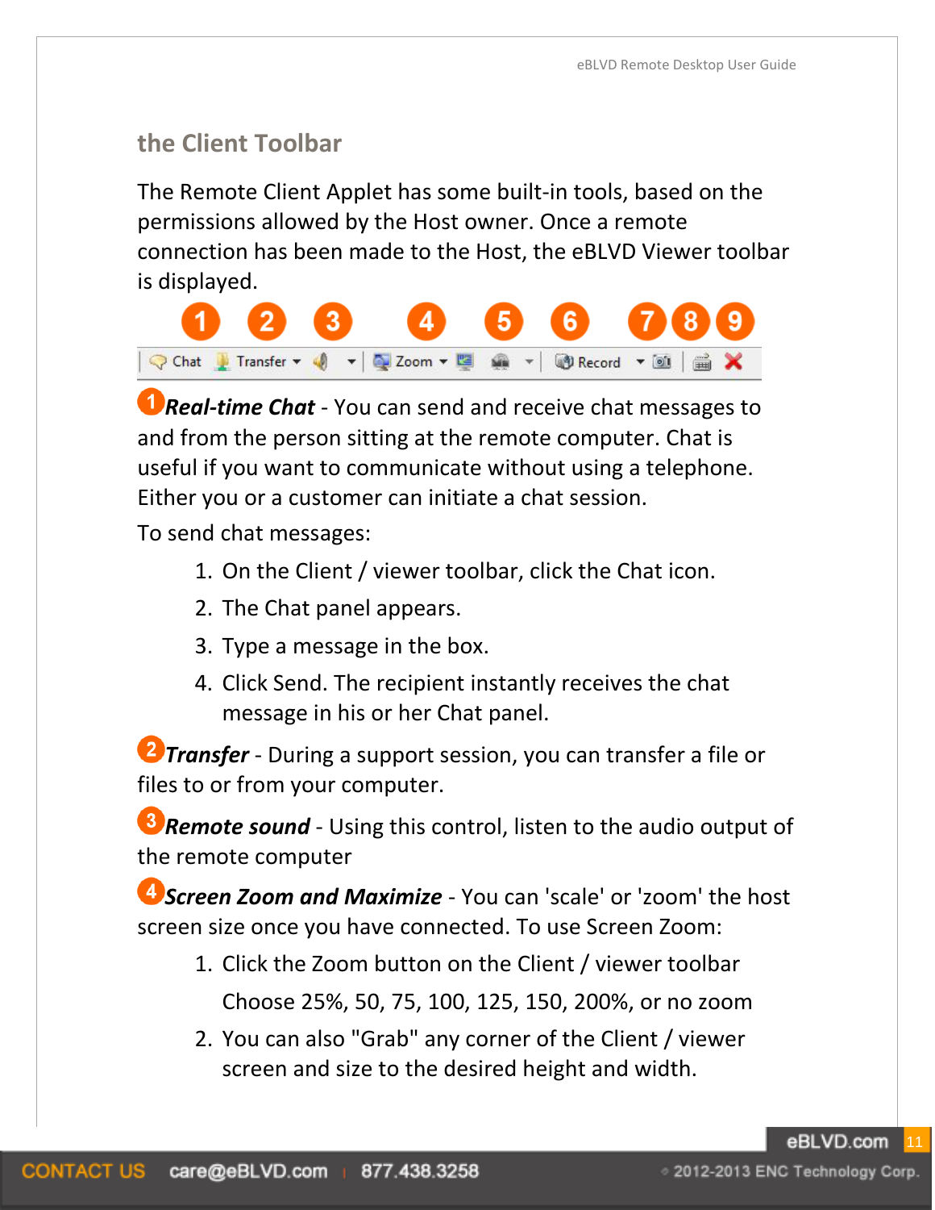## the Client Toolbar

The Remote Client Applet has some built-in tools, based on the permissions allowed by the Host owner. Once a remote connection has been made to the Host, the eBLVD Viewer toolbar is displayed.

1 2 3 4 5 6 7 8 9

Chat Transfer Zoom Record

1 ***Real-time Chat*** - You can send and receive chat messages to and from the person sitting at the remote computer. Chat is useful if you want to communicate without using a telephone. Either you or a customer can initiate a chat session.

To send chat messages:

1. On the Client / viewer toolbar, click the Chat icon.
2. The Chat panel appears.
3. Type a message in the box.
4. Click Send. The recipient instantly receives the chat message in his or her Chat panel.

2 ***Transfer*** - During a support session, you can transfer a file or files to or from your computer.

3 ***Remote sound*** - Using this control, listen to the audio output of the remote computer

4 ***Screen Zoom and Maximize*** - You can 'scale' or 'zoom' the host screen size once you have connected. To use Screen Zoom:

1. Click the Zoom button on the Client / viewer toolbar

   Choose 25%, 50, 75, 100, 125, 150, 200%, or no zoom
2. You can also "Grab" any corner of the Client / viewer screen and size to the desired height and width.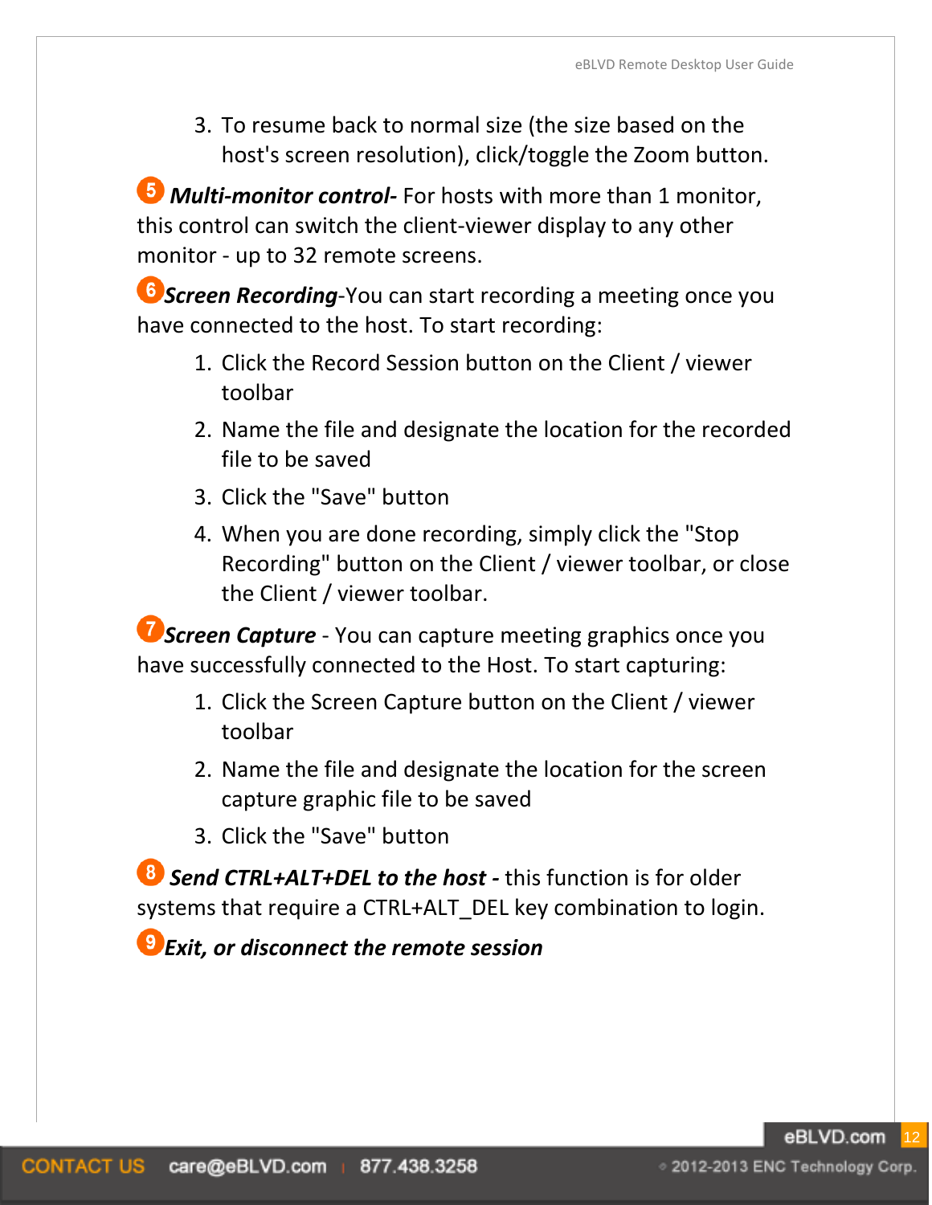3. To resume back to normal size (the size based on the host's screen resolution), click/toggle the Zoom button.

5 ***Multi-monitor control-*** For hosts with more than 1 monitor, this control can switch the client-viewer display to any other monitor - up to 32 remote screens.

6 ***Screen Recording***-You can start recording a meeting once you have connected to the host. To start recording:

1. Click the Record Session button on the Client / viewer toolbar
2. Name the file and designate the location for the recorded file to be saved
3. Click the "Save" button
4. When you are done recording, simply click the "Stop Recording" button on the Client / viewer toolbar, or close the Client / viewer toolbar.

7 ***Screen Capture*** - You can capture meeting graphics once you have successfully connected to the Host. To start capturing:

1. Click the Screen Capture button on the Client / viewer toolbar
2. Name the file and designate the location for the screen capture graphic file to be saved
3. Click the "Save" button

8 ***Send CTRL+ALT+DEL to the host -*** this function is for older systems that require a CTRL+ALT_DEL key combination to login.

9 ***Exit, or disconnect the remote session***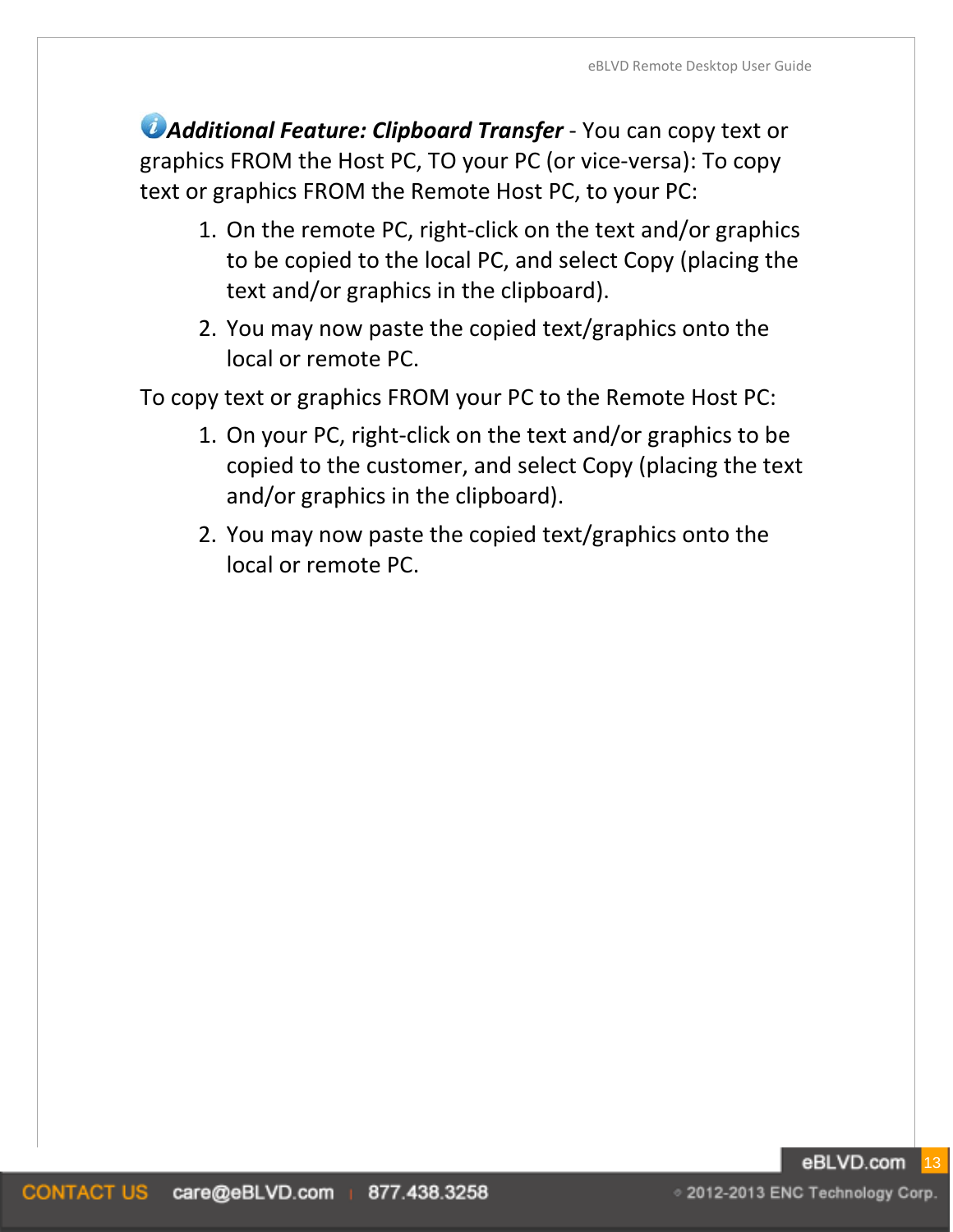***Additional Feature: Clipboard Transfer*** - You can copy text or graphics FROM the Host PC, TO your PC (or vice-versa): To copy text or graphics FROM the Remote Host PC, to your PC:

1. On the remote PC, right-click on the text and/or graphics to be copied to the local PC, and select Copy (placing the text and/or graphics in the clipboard).
2. You may now paste the copied text/graphics onto the local or remote PC.

To copy text or graphics FROM your PC to the Remote Host PC:

1. On your PC, right-click on the text and/or graphics to be copied to the customer, and select Copy (placing the text and/or graphics in the clipboard).
2. You may now paste the copied text/graphics onto the local or remote PC.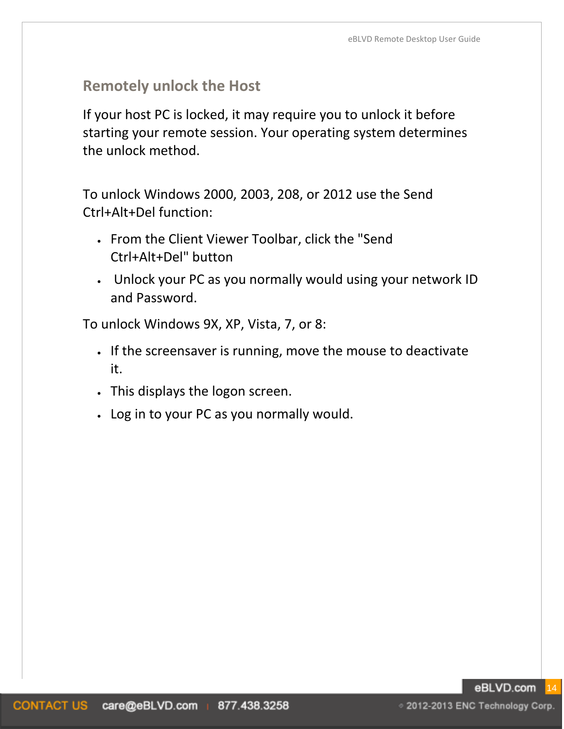## Remotely unlock the Host

If your host PC is locked, it may require you to unlock it before starting your remote session. Your operating system determines the unlock method.

To unlock Windows 2000, 2003, 208, or 2012 use the Send Ctrl+Alt+Del function:

- From the Client Viewer Toolbar, click the "Send Ctrl+Alt+Del" button
- Unlock your PC as you normally would using your network ID and Password.

To unlock Windows 9X, XP, Vista, 7, or 8:

- If the screensaver is running, move the mouse to deactivate it.
- This displays the logon screen.
- Log in to your PC as you normally would.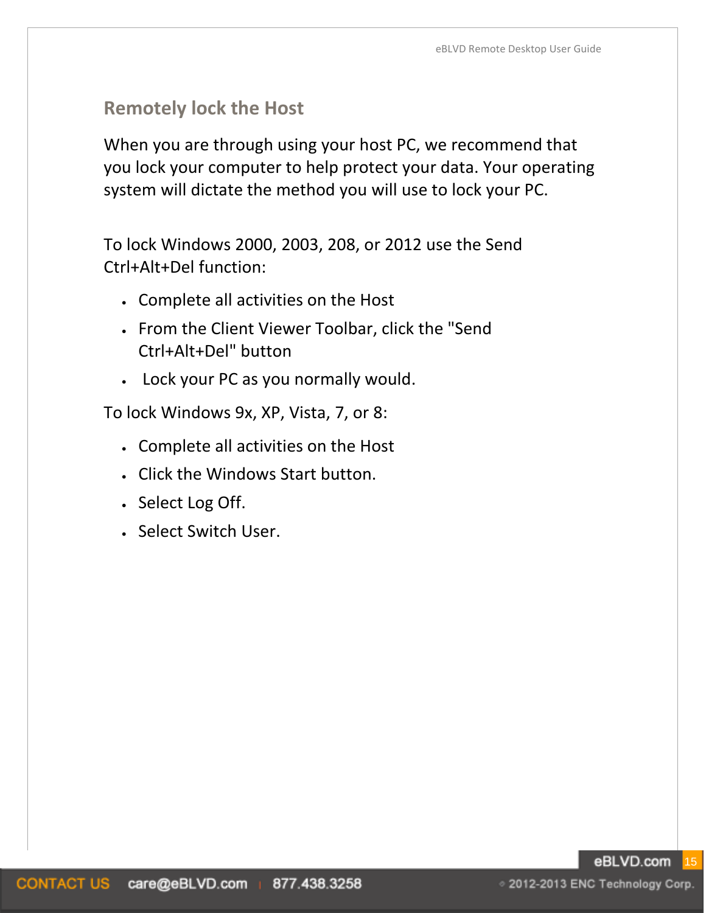## Remotely lock the Host

When you are through using your host PC, we recommend that you lock your computer to help protect your data. Your operating system will dictate the method you will use to lock your PC.

To lock Windows 2000, 2003, 208, or 2012 use the Send Ctrl+Alt+Del function:

- Complete all activities on the Host
- From the Client Viewer Toolbar, click the "Send Ctrl+Alt+Del" button
- Lock your PC as you normally would.

To lock Windows 9x, XP, Vista, 7, or 8:

- Complete all activities on the Host
- Click the Windows Start button.
- Select Log Off.
- Select Switch User.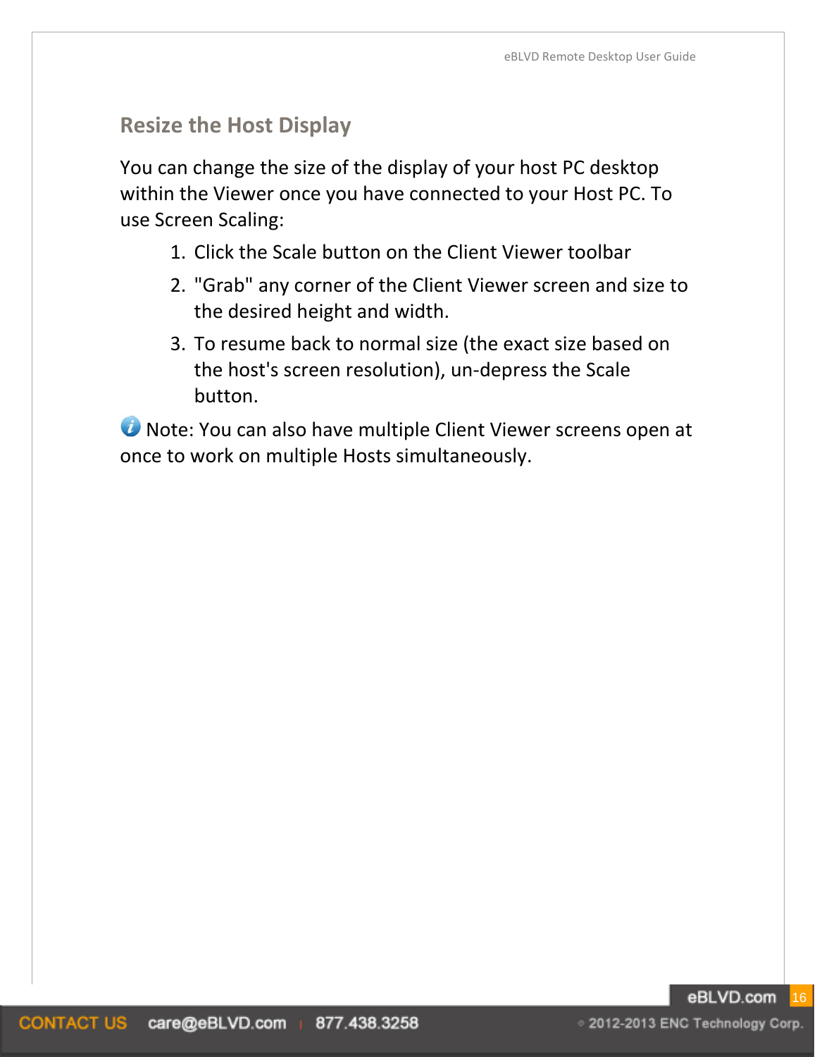## Resize the Host Display

You can change the size of the display of your host PC desktop within the Viewer once you have connected to your Host PC. To use Screen Scaling:

1. Click the Scale button on the Client Viewer toolbar
2. "Grab" any corner of the Client Viewer screen and size to the desired height and width.
3. To resume back to normal size (the exact size based on the host's screen resolution), un-depress the Scale button.

Note: You can also have multiple Client Viewer screens open at once to work on multiple Hosts simultaneously.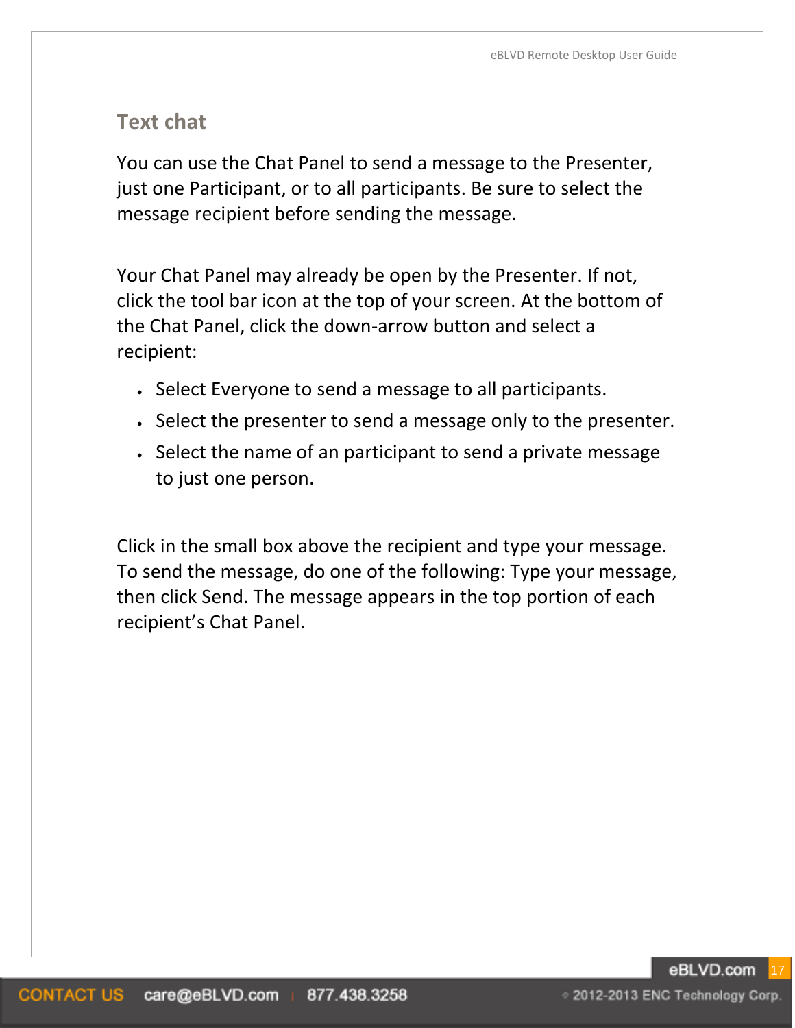## Text chat

You can use the Chat Panel to send a message to the Presenter, just one Participant, or to all participants. Be sure to select the message recipient before sending the message.

Your Chat Panel may already be open by the Presenter. If not, click the tool bar icon at the top of your screen. At the bottom of the Chat Panel, click the down-arrow button and select a recipient:

- Select Everyone to send a message to all participants.
- Select the presenter to send a message only to the presenter.
- Select the name of an participant to send a private message to just one person.

Click in the small box above the recipient and type your message. To send the message, do one of the following: Type your message, then click Send. The message appears in the top portion of each recipient's Chat Panel.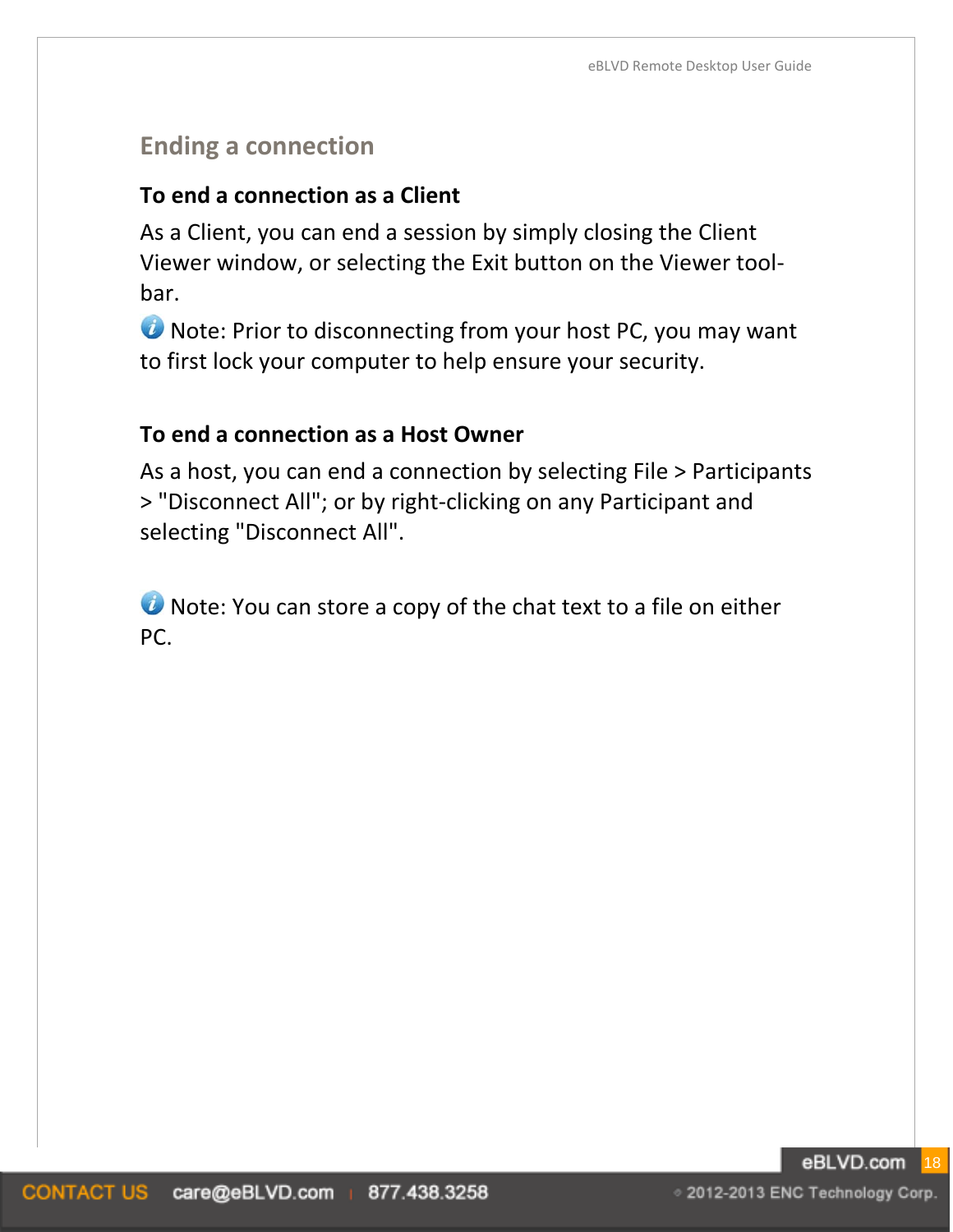## Ending a connection

**To end a connection as a Client**

As a Client, you can end a session by simply closing the Client Viewer window, or selecting the Exit button on the Viewer tool-bar.

Note: Prior to disconnecting from your host PC, you may want to first lock your computer to help ensure your security.

**To end a connection as a Host Owner**

As a host, you can end a connection by selecting File > Participants > "Disconnect All"; or by right-clicking on any Participant and selecting "Disconnect All".

Note: You can store a copy of the chat text to a file on either PC.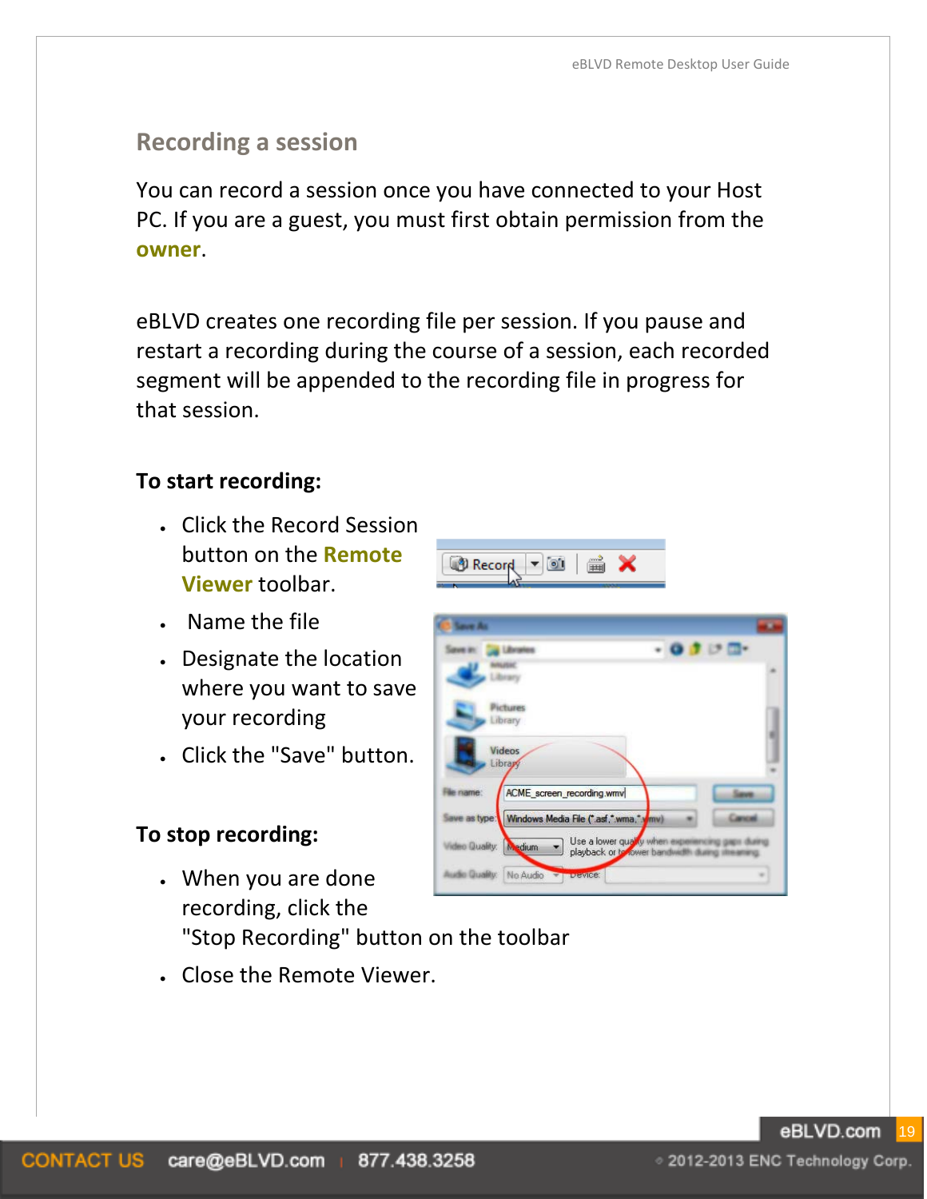## Recording a session

You can record a session once you have connected to your Host PC. If you are a guest, you must first obtain permission from the **owner**.

eBLVD creates one recording file per session. If you pause and restart a recording during the course of a session, each recorded segment will be appended to the recording file in progress for that session.

**To start recording:**

- Click the Record Session button on the **Remote Viewer** toolbar.
- Name the file
- Designate the location where you want to save your recording
- Click the "Save" button.

**To stop recording:**

- When you are done recording, click the "Stop Recording" button on the toolbar
- Close the Remote Viewer.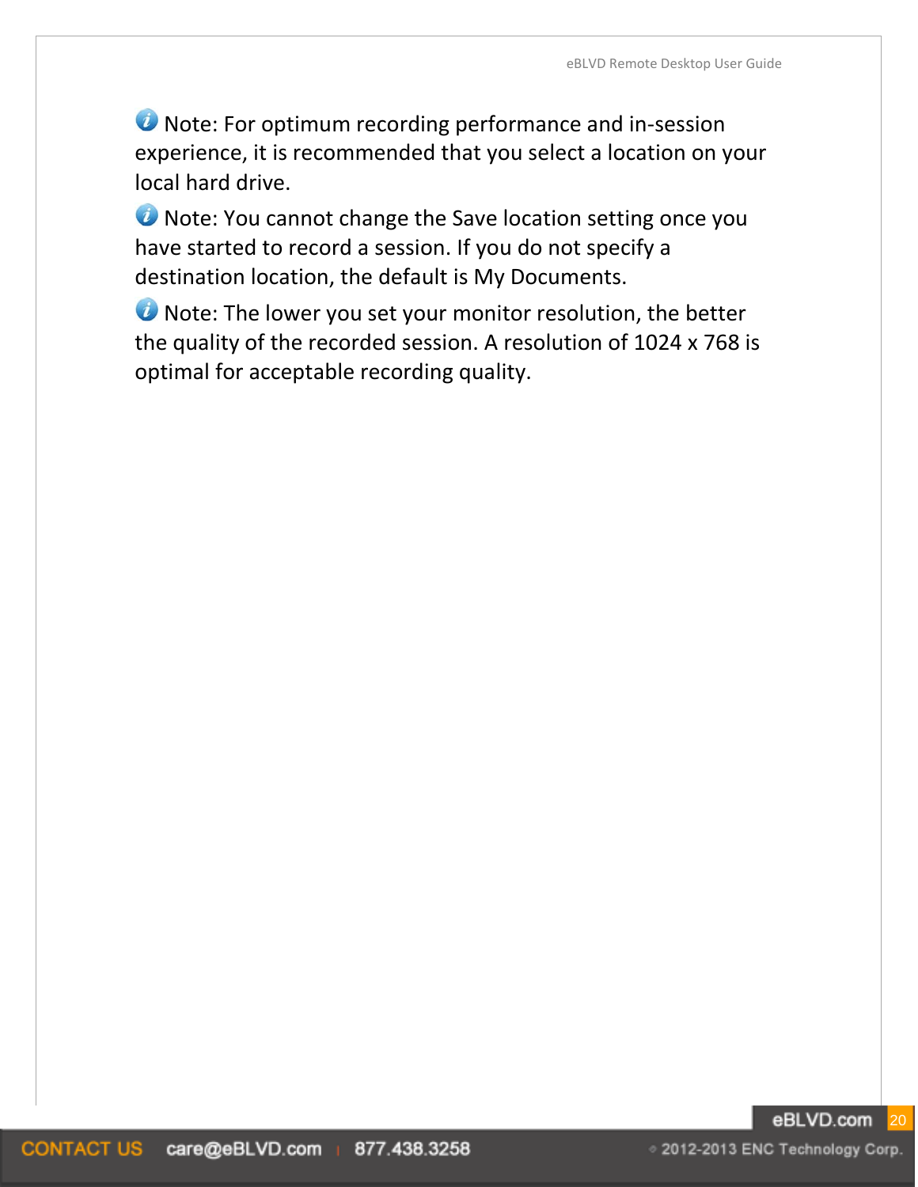Note: For optimum recording performance and in-session experience, it is recommended that you select a location on your local hard drive.

Note: You cannot change the Save location setting once you have started to record a session. If you do not specify a destination location, the default is My Documents.

Note: The lower you set your monitor resolution, the better the quality of the recorded session. A resolution of 1024 x 768 is optimal for acceptable recording quality.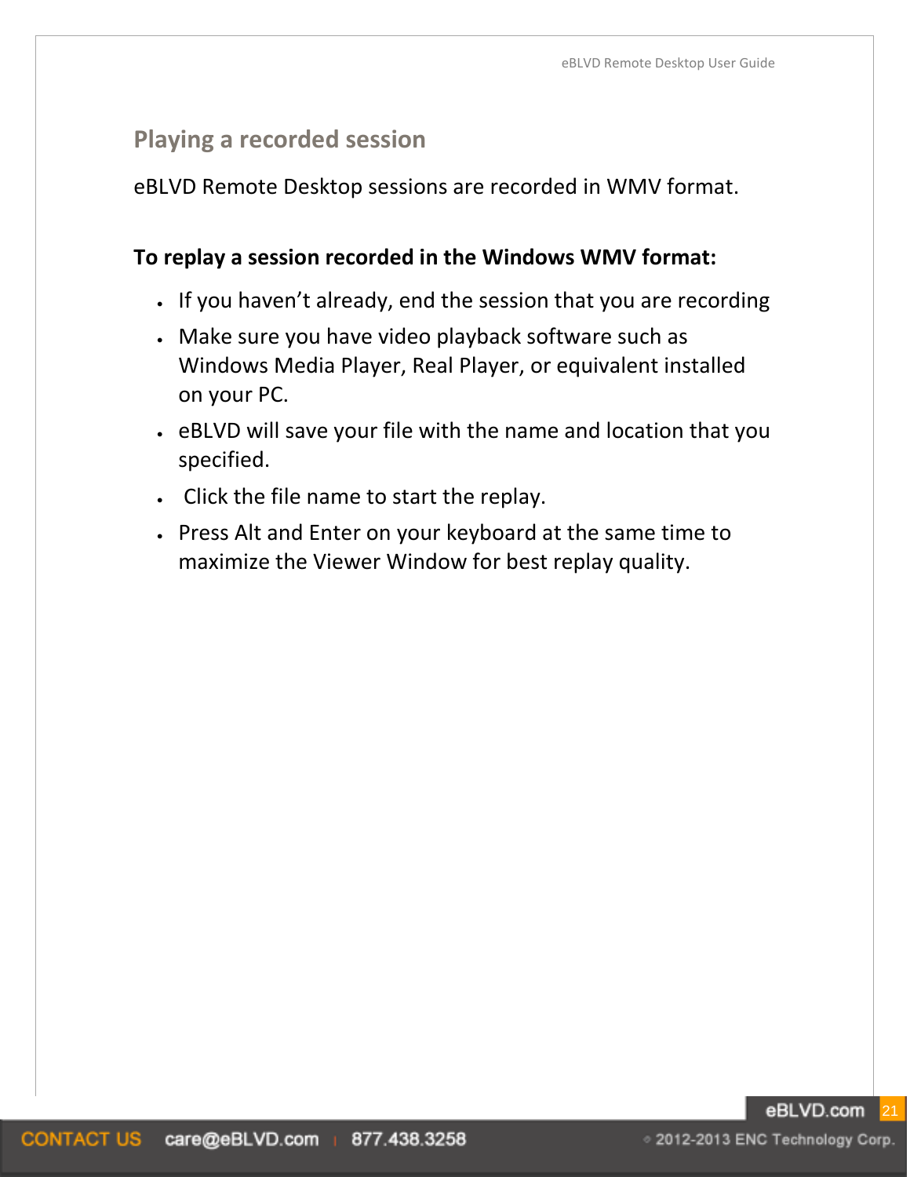## Playing a recorded session

eBLVD Remote Desktop sessions are recorded in WMV format.

**To replay a session recorded in the Windows WMV format:**

- If you haven't already, end the session that you are recording
- Make sure you have video playback software such as Windows Media Player, Real Player, or equivalent installed on your PC.
- eBLVD will save your file with the name and location that you specified.
- Click the file name to start the replay.
- Press Alt and Enter on your keyboard at the same time to maximize the Viewer Window for best replay quality.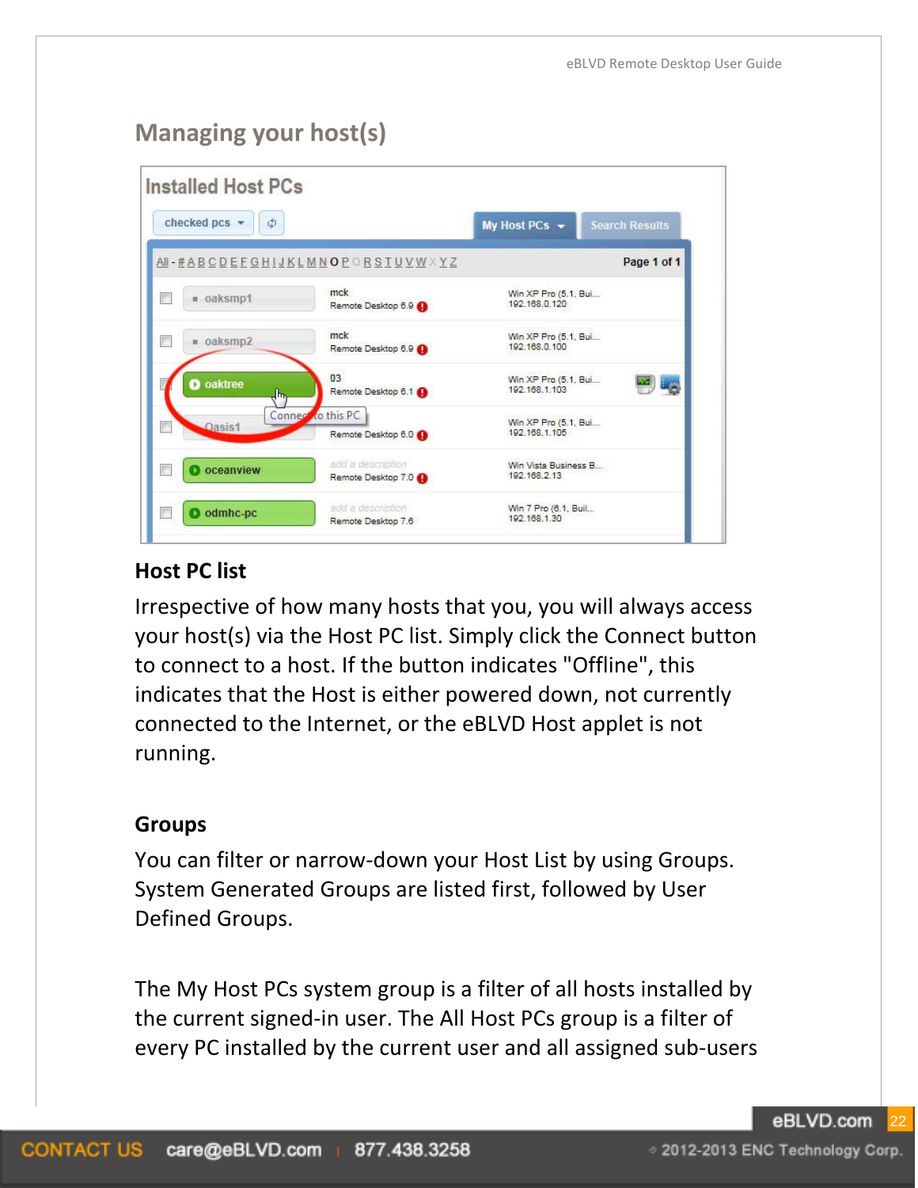## Managing your host(s)

### Host PC list

Irrespective of how many hosts that you, you will always access your host(s) via the Host PC list. Simply click the Connect button to connect to a host. If the button indicates "Offline", this indicates that the Host is either powered down, not currently connected to the Internet, or the eBLVD Host applet is not running.

### Groups

You can filter or narrow-down your Host List by using Groups. System Generated Groups are listed first, followed by User Defined Groups.

The My Host PCs system group is a filter of all hosts installed by the current signed-in user. The All Host PCs group is a filter of every PC installed by the current user and all assigned sub-users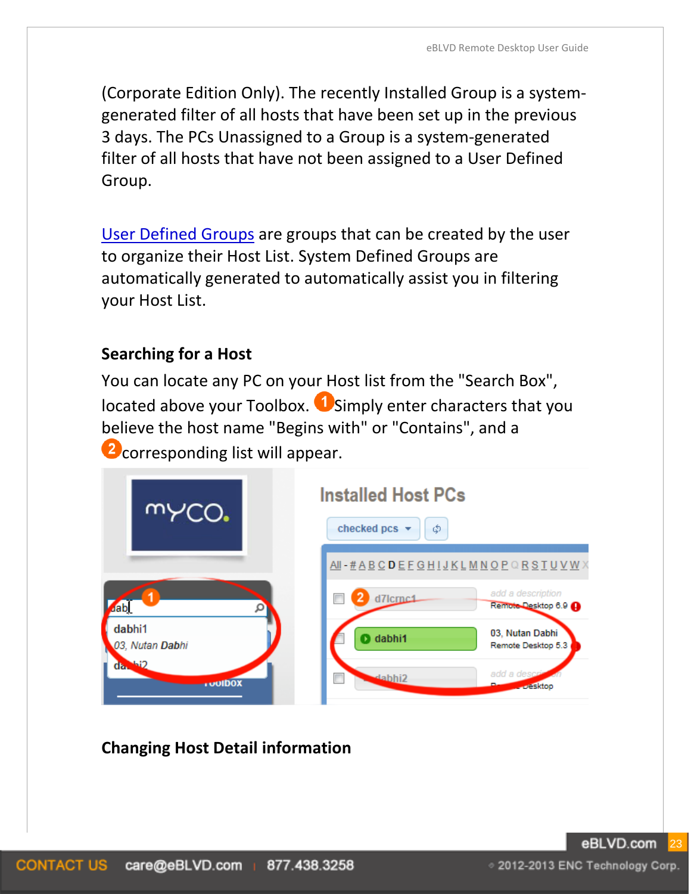(Corporate Edition Only). The recently Installed Group is a system-generated filter of all hosts that have been set up in the previous 3 days. The PCs Unassigned to a Group is a system-generated filter of all hosts that have not been assigned to a User Defined Group.

User Defined Groups are groups that can be created by the user to organize their Host List. System Defined Groups are automatically generated to automatically assist you in filtering your Host List.

**Searching for a Host**

You can locate any PC on your Host list from the "Search Box", located above your Toolbox. 1 Simply enter characters that you believe the host name "Begins with" or "Contains", and a 2 corresponding list will appear.

**Changing Host Detail information**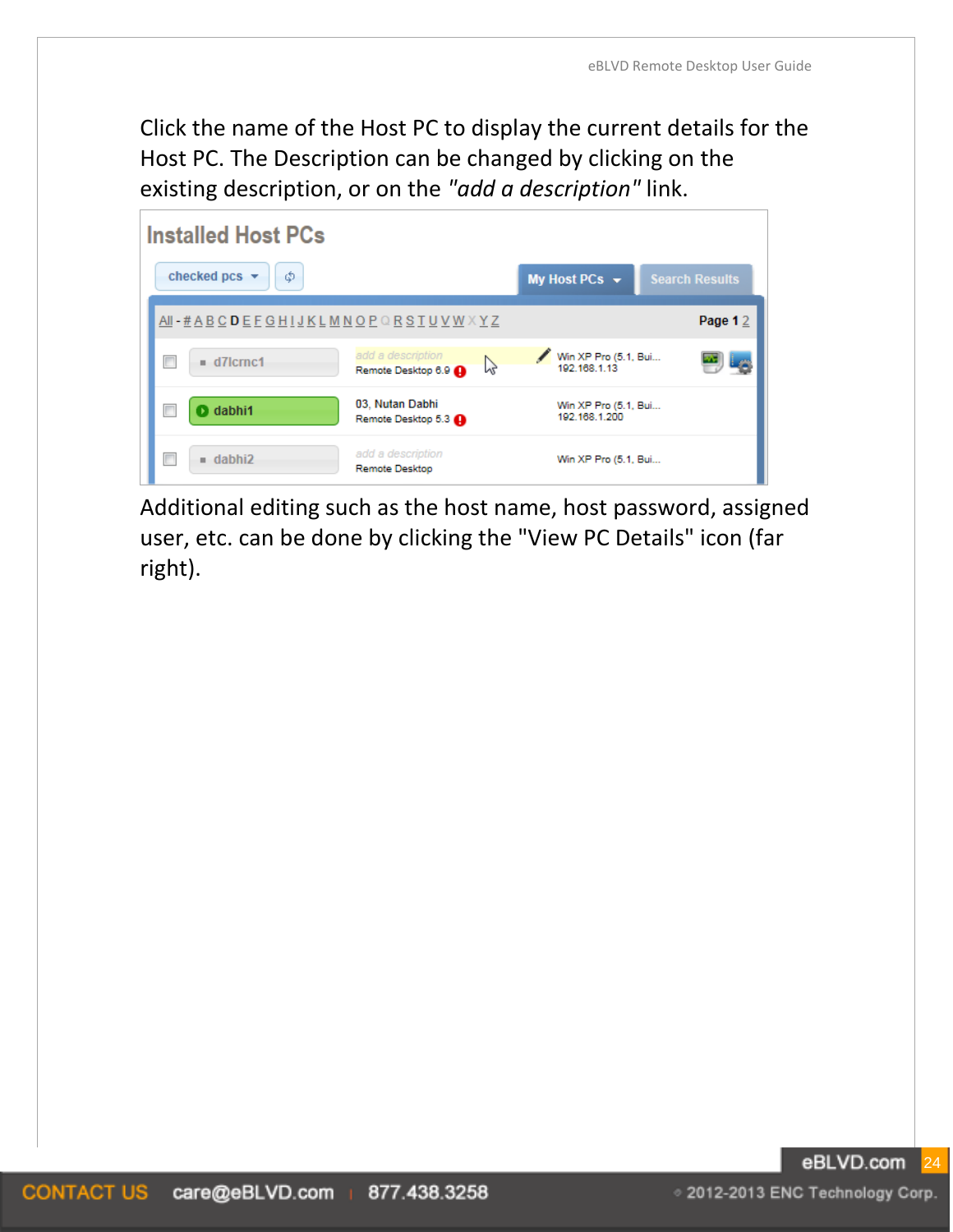Click the name of the Host PC to display the current details for the Host PC. The Description can be changed by clicking on the existing description, or on the *"add a description"* link.

Additional editing such as the host name, host password, assigned user, etc. can be done by clicking the "View PC Details" icon (far right).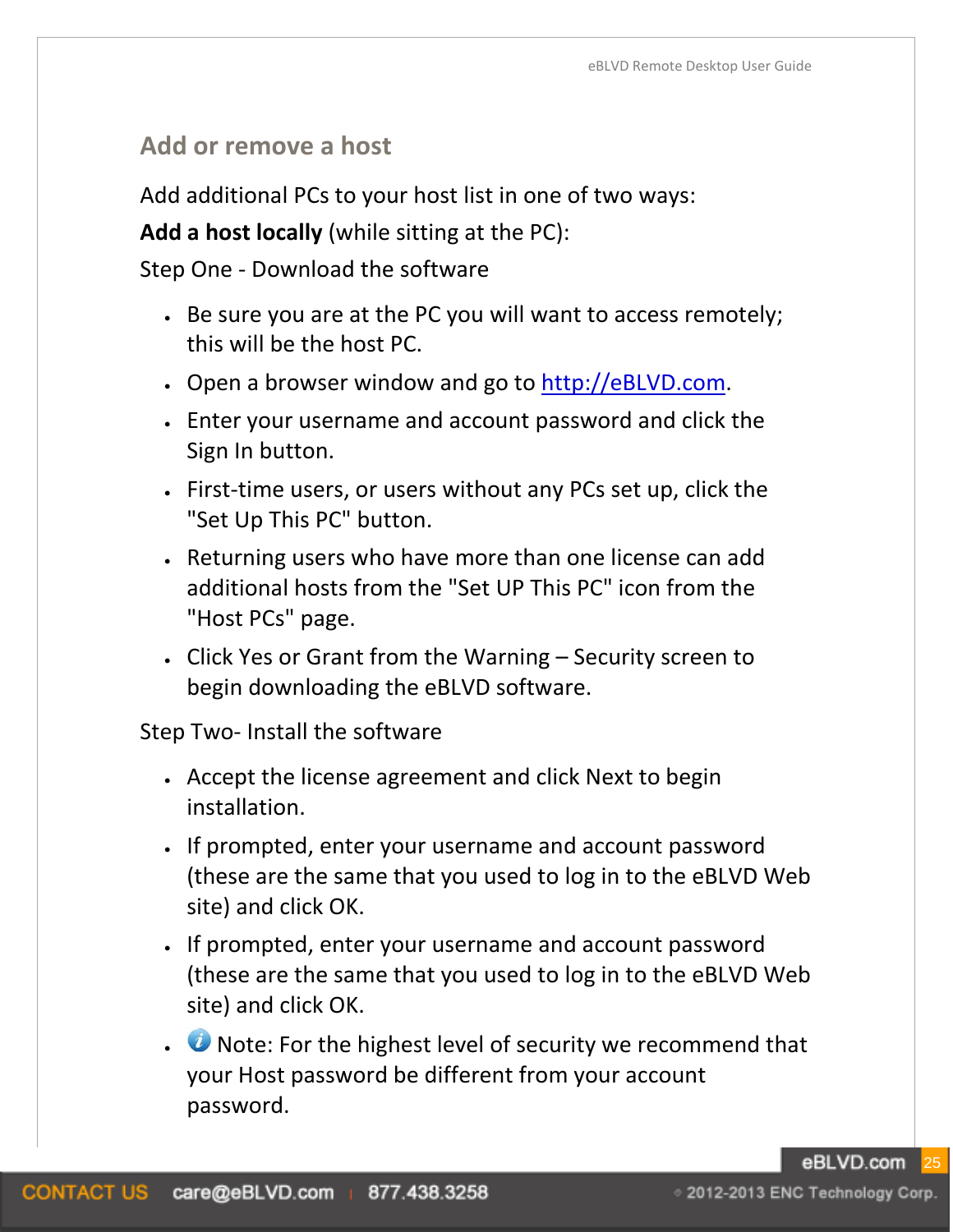## Add or remove a host

Add additional PCs to your host list in one of two ways:

**Add a host locally** (while sitting at the PC):

Step One - Download the software

- Be sure you are at the PC you will want to access remotely; this will be the host PC.
- Open a browser window and go to http://eBLVD.com.
- Enter your username and account password and click the Sign In button.
- First-time users, or users without any PCs set up, click the "Set Up This PC" button.
- Returning users who have more than one license can add additional hosts from the "Set UP This PC" icon from the "Host PCs" page.
- Click Yes or Grant from the Warning – Security screen to begin downloading the eBLVD software.

Step Two- Install the software

- Accept the license agreement and click Next to begin installation.
- If prompted, enter your username and account password (these are the same that you used to log in to the eBLVD Web site) and click OK.
- If prompted, enter your username and account password (these are the same that you used to log in to the eBLVD Web site) and click OK.
- Note: For the highest level of security we recommend that your Host password be different from your account password.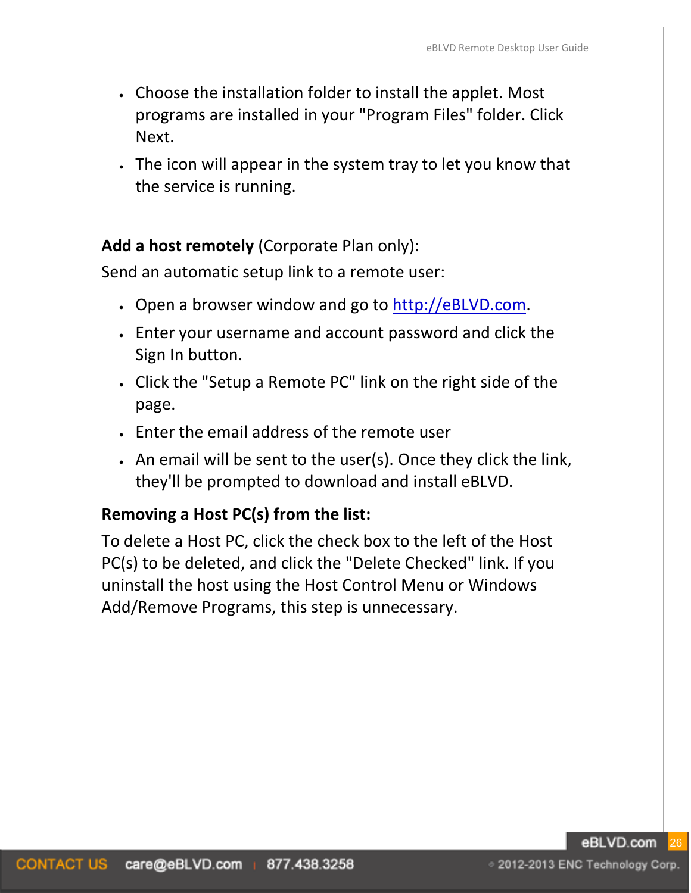- Choose the installation folder to install the applet. Most programs are installed in your "Program Files" folder. Click Next.
- The icon will appear in the system tray to let you know that the service is running.

**Add a host remotely** (Corporate Plan only):

Send an automatic setup link to a remote user:

- Open a browser window and go to http://eBLVD.com.
- Enter your username and account password and click the Sign In button.
- Click the "Setup a Remote PC" link on the right side of the page.
- Enter the email address of the remote user
- An email will be sent to the user(s). Once they click the link, they'll be prompted to download and install eBLVD.

**Removing a Host PC(s) from the list:**

To delete a Host PC, click the check box to the left of the Host PC(s) to be deleted, and click the "Delete Checked" link. If you uninstall the host using the Host Control Menu or Windows Add/Remove Programs, this step is unnecessary.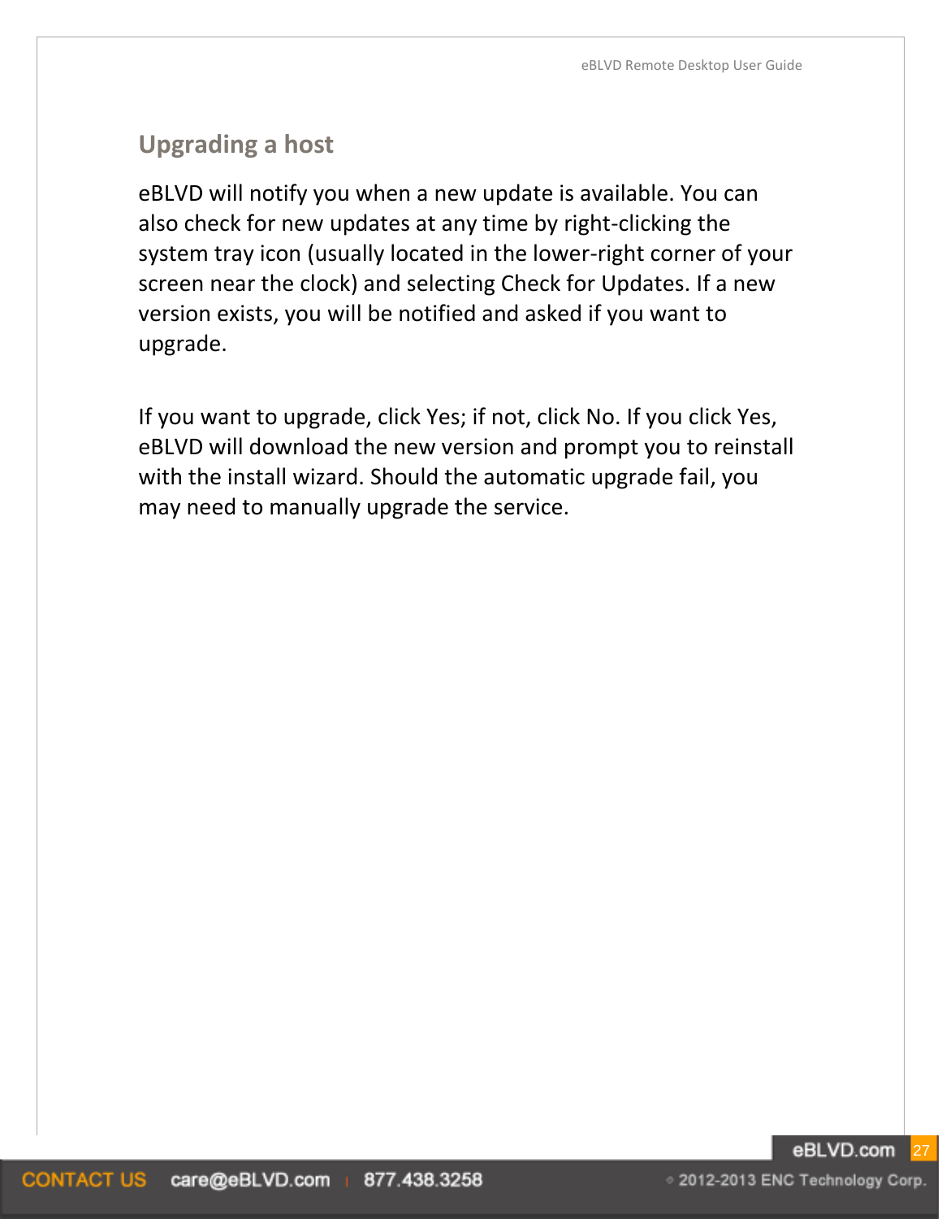## Upgrading a host

eBLVD will notify you when a new update is available. You can also check for new updates at any time by right-clicking the system tray icon (usually located in the lower-right corner of your screen near the clock) and selecting Check for Updates. If a new version exists, you will be notified and asked if you want to upgrade.

If you want to upgrade, click Yes; if not, click No. If you click Yes, eBLVD will download the new version and prompt you to reinstall with the install wizard. Should the automatic upgrade fail, you may need to manually upgrade the service.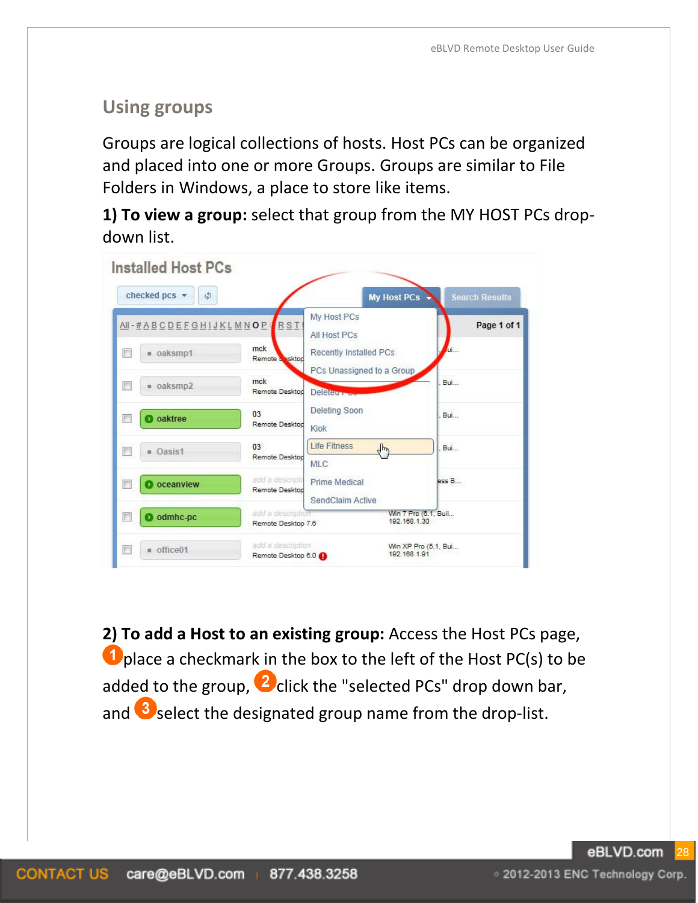## Using groups

Groups are logical collections of hosts. Host PCs can be organized and placed into one or more Groups. Groups are similar to File Folders in Windows, a place to store like items.

**1) To view a group:** select that group from the MY HOST PCs drop-down list.

**2) To add a Host to an existing group:** Access the Host PCs page, 1 place a checkmark in the box to the left of the Host PC(s) to be added to the group, 2 click the "selected PCs" drop down bar, and 3 select the designated group name from the drop-list.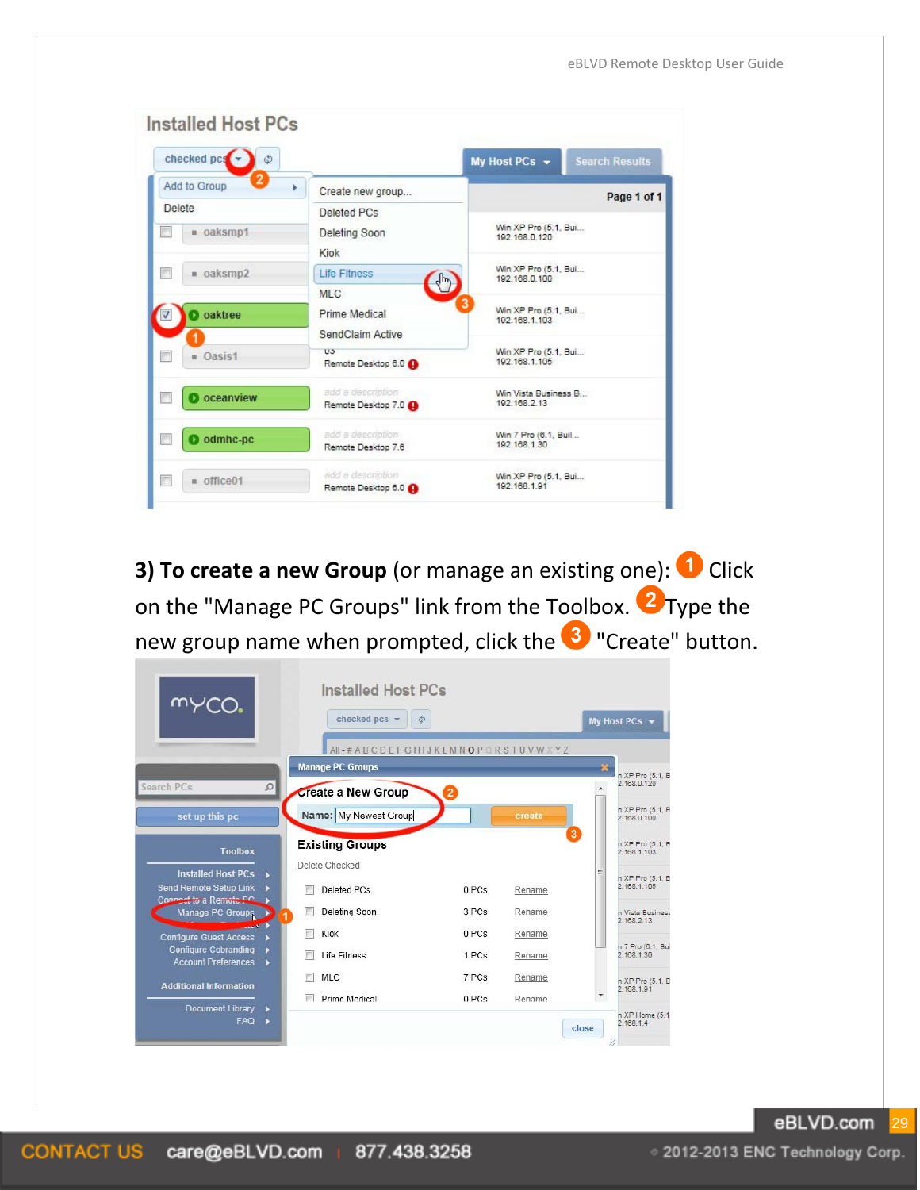**3) To create a new Group** (or manage an existing one): 1 Click on the "Manage PC Groups" link from the Toolbox. 2 Type the new group name when prompted, click the 3 "Create" button.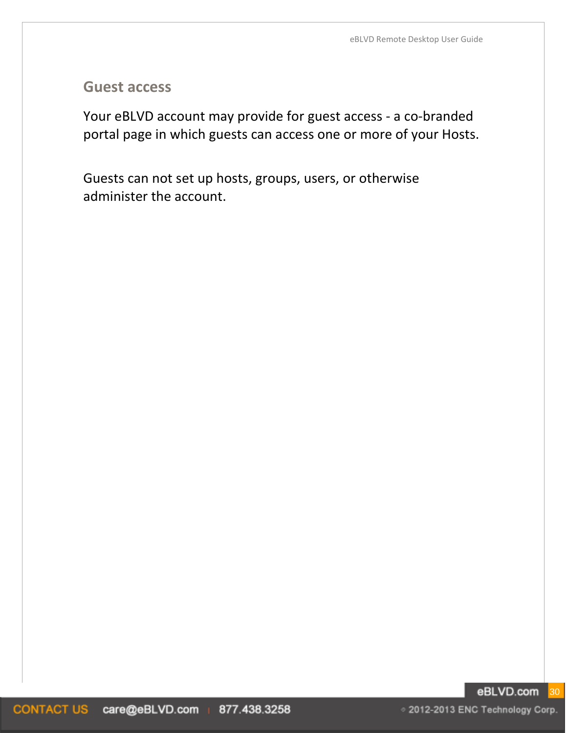## Guest access

Your eBLVD account may provide for guest access - a co-branded portal page in which guests can access one or more of your Hosts.

Guests can not set up hosts, groups, users, or otherwise administer the account.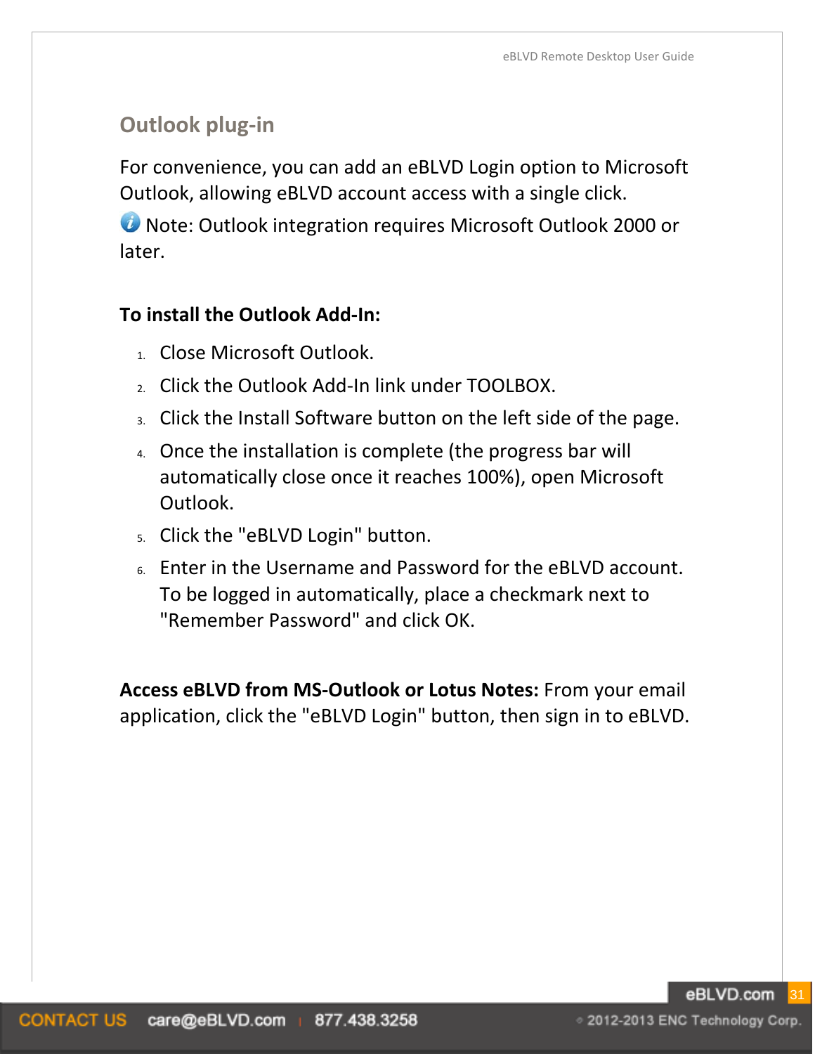## Outlook plug-in

For convenience, you can add an eBLVD Login option to Microsoft Outlook, allowing eBLVD account access with a single click.

Note: Outlook integration requires Microsoft Outlook 2000 or later.

**To install the Outlook Add-In:**

1. Close Microsoft Outlook.
2. Click the Outlook Add-In link under TOOLBOX.
3. Click the Install Software button on the left side of the page.
4. Once the installation is complete (the progress bar will automatically close once it reaches 100%), open Microsoft Outlook.
5. Click the "eBLVD Login" button.
6. Enter in the Username and Password for the eBLVD account. To be logged in automatically, place a checkmark next to "Remember Password" and click OK.

**Access eBLVD from MS-Outlook or Lotus Notes:** From your email application, click the "eBLVD Login" button, then sign in to eBLVD.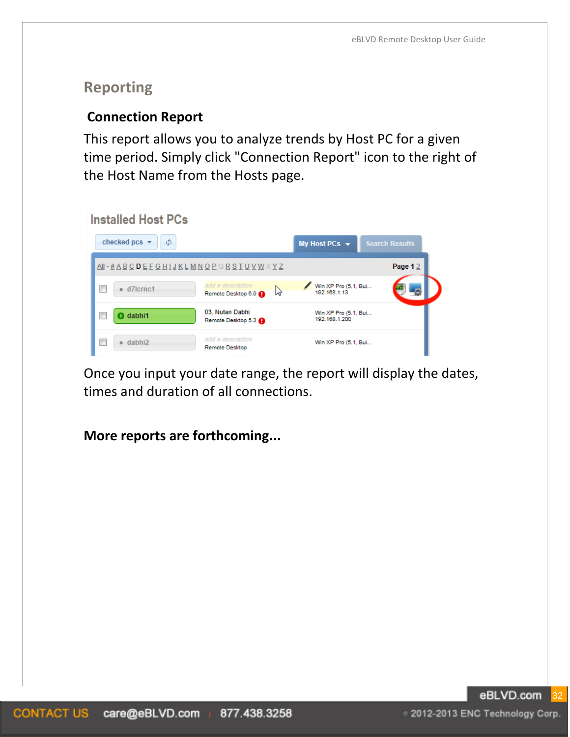## Reporting

### Connection Report

This report allows you to analyze trends by Host PC for a given time period. Simply click "Connection Report" icon to the right of the Host Name from the Hosts page.

Once you input your date range, the report will display the dates, times and duration of all connections.

**More reports are forthcoming...**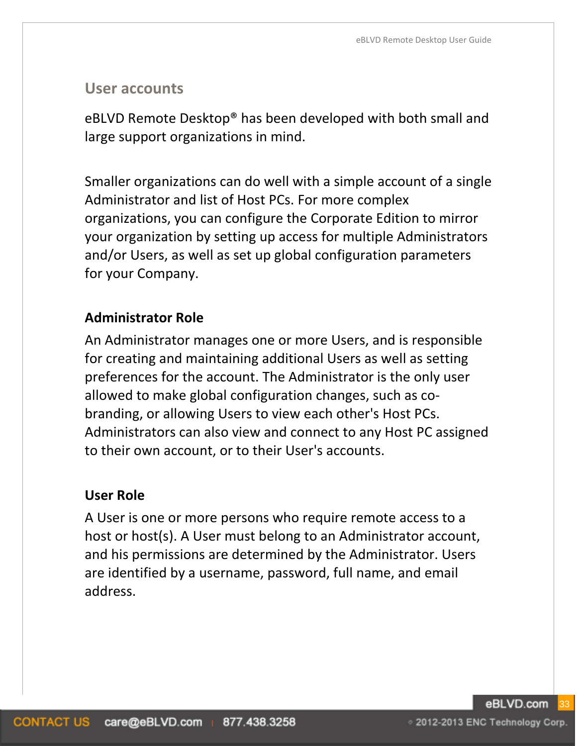## User accounts

eBLVD Remote Desktop® has been developed with both small and large support organizations in mind.

Smaller organizations can do well with a simple account of a single Administrator and list of Host PCs. For more complex organizations, you can configure the Corporate Edition to mirror your organization by setting up access for multiple Administrators and/or Users, as well as set up global configuration parameters for your Company.

### Administrator Role

An Administrator manages one or more Users, and is responsible for creating and maintaining additional Users as well as setting preferences for the account. The Administrator is the only user allowed to make global configuration changes, such as co-branding, or allowing Users to view each other's Host PCs. Administrators can also view and connect to any Host PC assigned to their own account, or to their User's accounts.

### User Role

A User is one or more persons who require remote access to a host or host(s). A User must belong to an Administrator account, and his permissions are determined by the Administrator. Users are identified by a username, password, full name, and email address.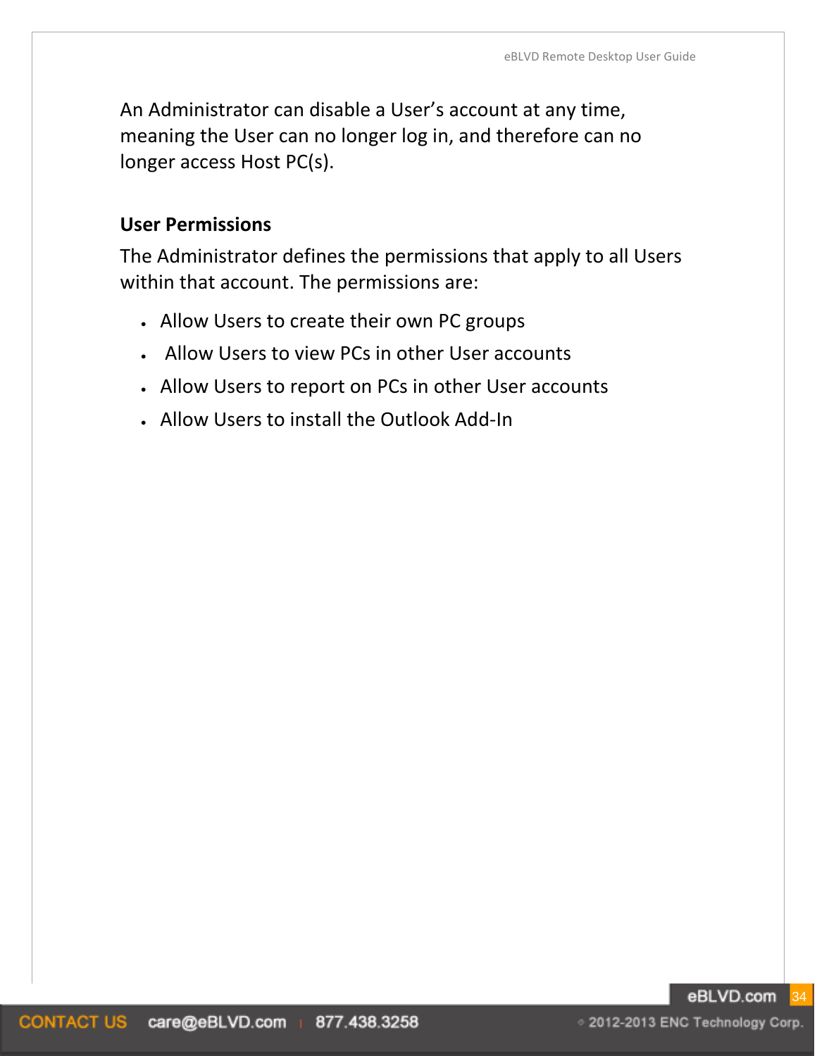An Administrator can disable a User's account at any time, meaning the User can no longer log in, and therefore can no longer access Host PC(s).

### User Permissions

The Administrator defines the permissions that apply to all Users within that account. The permissions are:

- Allow Users to create their own PC groups
- Allow Users to view PCs in other User accounts
- Allow Users to report on PCs in other User accounts
- Allow Users to install the Outlook Add-In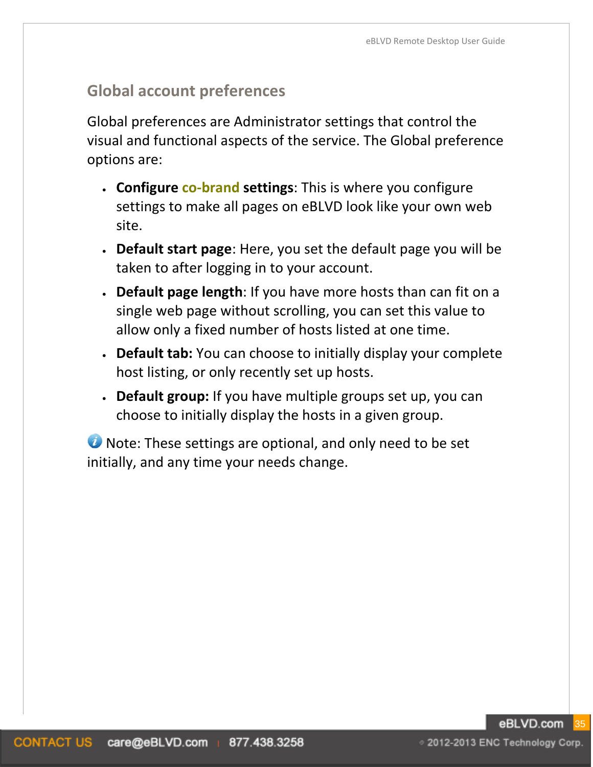## Global account preferences

Global preferences are Administrator settings that control the visual and functional aspects of the service. The Global preference options are:

- **Configure co-brand settings**: This is where you configure settings to make all pages on eBLVD look like your own web site.
- **Default start page**: Here, you set the default page you will be taken to after logging in to your account.
- **Default page length**: If you have more hosts than can fit on a single web page without scrolling, you can set this value to allow only a fixed number of hosts listed at one time.
- **Default tab:** You can choose to initially display your complete host listing, or only recently set up hosts.
- **Default group:** If you have multiple groups set up, you can choose to initially display the hosts in a given group.

Note: These settings are optional, and only need to be set initially, and any time your needs change.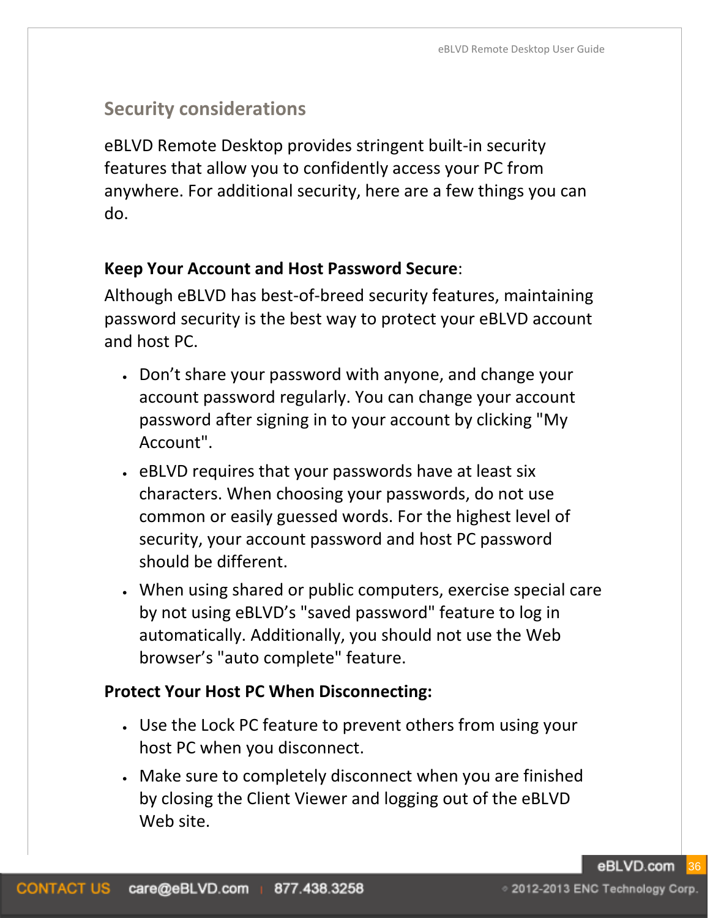## Security considerations

eBLVD Remote Desktop provides stringent built-in security features that allow you to confidently access your PC from anywhere. For additional security, here are a few things you can do.

**Keep Your Account and Host Password Secure**:

Although eBLVD has best-of-breed security features, maintaining password security is the best way to protect your eBLVD account and host PC.

- Don't share your password with anyone, and change your account password regularly. You can change your account password after signing in to your account by clicking "My Account".
- eBLVD requires that your passwords have at least six characters. When choosing your passwords, do not use common or easily guessed words. For the highest level of security, your account password and host PC password should be different.
- When using shared or public computers, exercise special care by not using eBLVD's "saved password" feature to log in automatically. Additionally, you should not use the Web browser's "auto complete" feature.

**Protect Your Host PC When Disconnecting:**

- Use the Lock PC feature to prevent others from using your host PC when you disconnect.
- Make sure to completely disconnect when you are finished by closing the Client Viewer and logging out of the eBLVD Web site.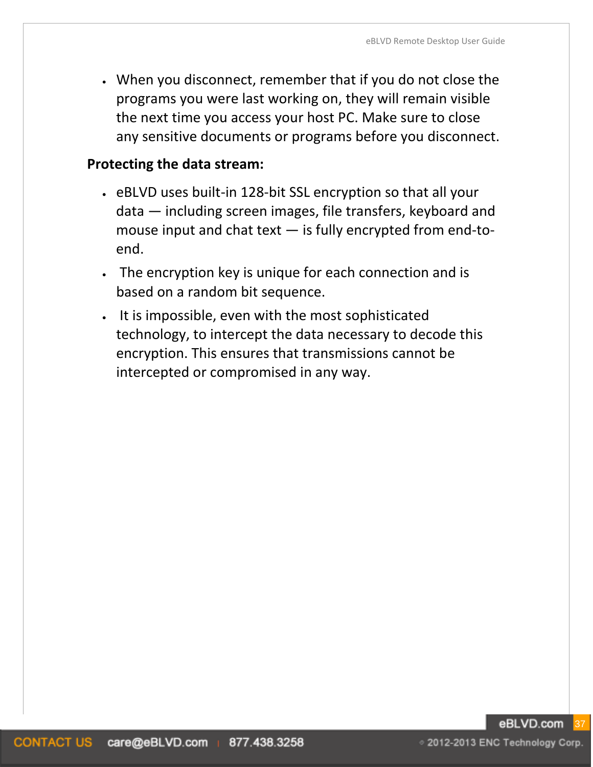- When you disconnect, remember that if you do not close the programs you were last working on, they will remain visible the next time you access your host PC. Make sure to close any sensitive documents or programs before you disconnect.

**Protecting the data stream:**

- eBLVD uses built-in 128-bit SSL encryption so that all your data — including screen images, file transfers, keyboard and mouse input and chat text — is fully encrypted from end-to-end.
- The encryption key is unique for each connection and is based on a random bit sequence.
- It is impossible, even with the most sophisticated technology, to intercept the data necessary to decode this encryption. This ensures that transmissions cannot be intercepted or compromised in any way.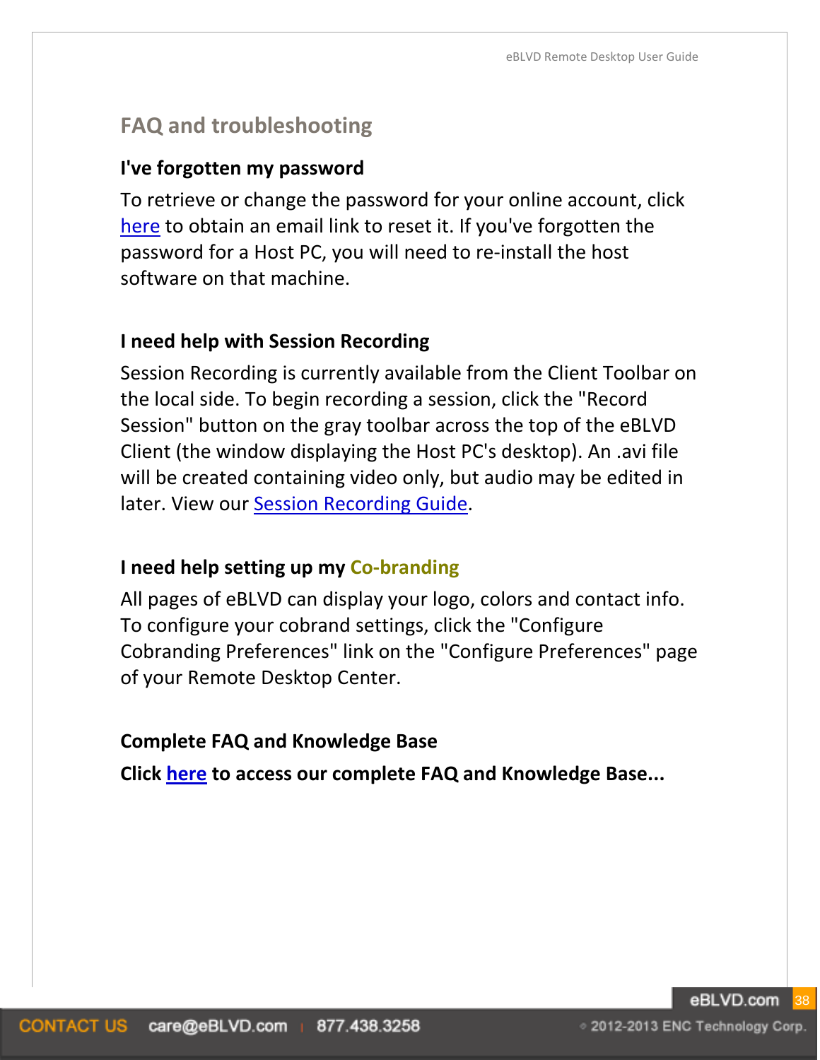## FAQ and troubleshooting

### I've forgotten my password

To retrieve or change the password for your online account, click here to obtain an email link to reset it. If you've forgotten the password for a Host PC, you will need to re-install the host software on that machine.

### I need help with Session Recording

Session Recording is currently available from the Client Toolbar on the local side. To begin recording a session, click the "Record Session" button on the gray toolbar across the top of the eBLVD Client (the window displaying the Host PC's desktop). An .avi file will be created containing video only, but audio may be edited in later. View our Session Recording Guide.

### I need help setting up my Co-branding

All pages of eBLVD can display your logo, colors and contact info. To configure your cobrand settings, click the "Configure Cobranding Preferences" link on the "Configure Preferences" page of your Remote Desktop Center.

### Complete FAQ and Knowledge Base

**Click here to access our complete FAQ and Knowledge Base...**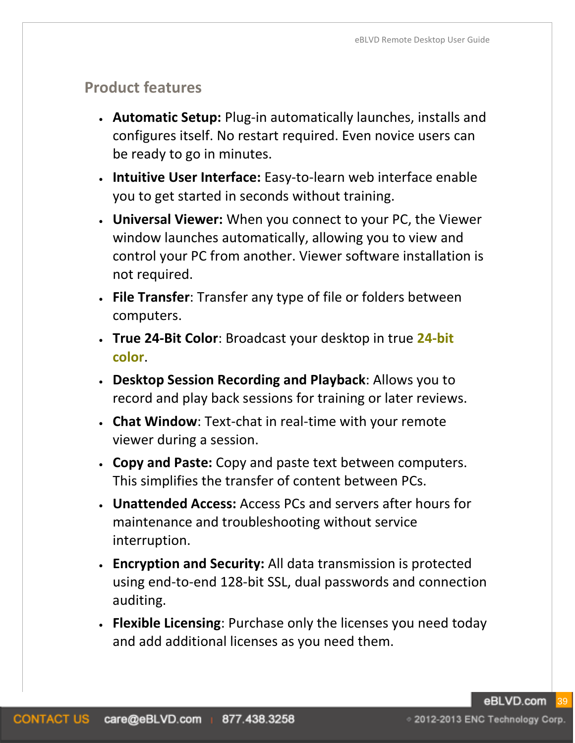## Product features

- **Automatic Setup:** Plug-in automatically launches, installs and configures itself. No restart required. Even novice users can be ready to go in minutes.
- **Intuitive User Interface:** Easy-to-learn web interface enable you to get started in seconds without training.
- **Universal Viewer:** When you connect to your PC, the Viewer window launches automatically, allowing you to view and control your PC from another. Viewer software installation is not required.
- **File Transfer**: Transfer any type of file or folders between computers.
- **True 24-Bit Color**: Broadcast your desktop in true **24-bit color**.
- **Desktop Session Recording and Playback**: Allows you to record and play back sessions for training or later reviews.
- **Chat Window**: Text-chat in real-time with your remote viewer during a session.
- **Copy and Paste:** Copy and paste text between computers. This simplifies the transfer of content between PCs.
- **Unattended Access:** Access PCs and servers after hours for maintenance and troubleshooting without service interruption.
- **Encryption and Security:** All data transmission is protected using end-to-end 128-bit SSL, dual passwords and connection auditing.
- **Flexible Licensing**: Purchase only the licenses you need today and add additional licenses as you need them.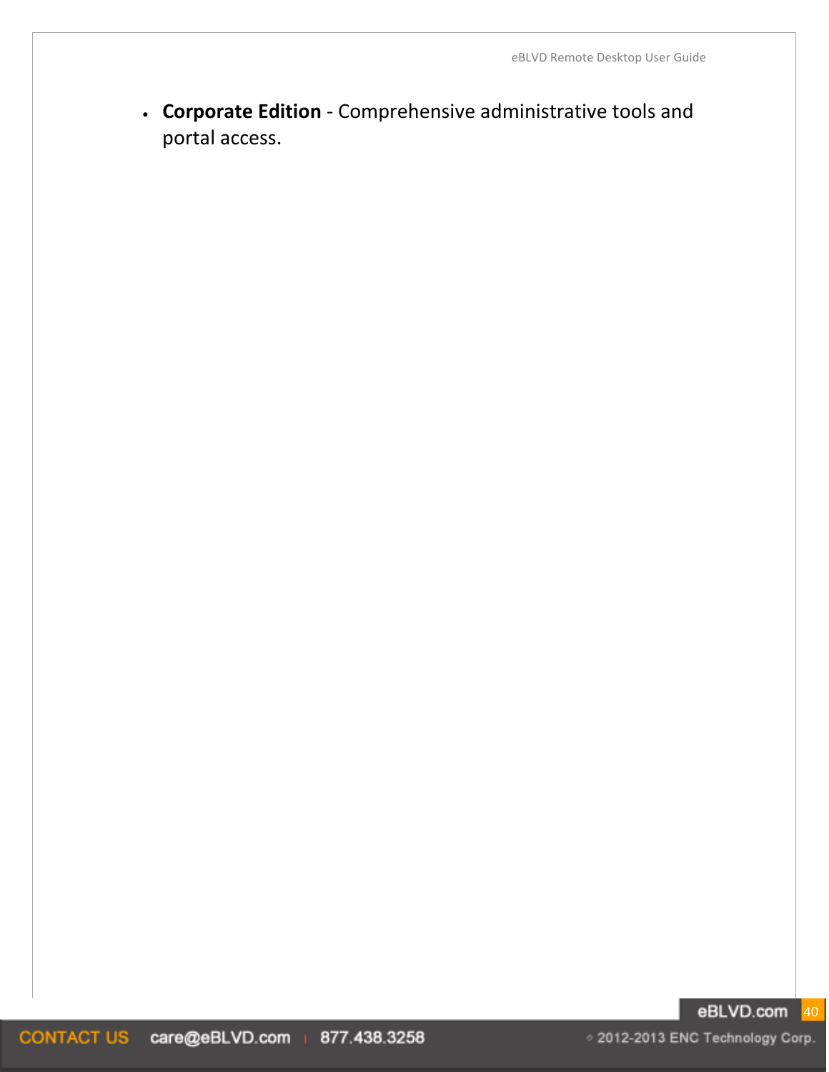- **Corporate Edition** - Comprehensive administrative tools and portal access.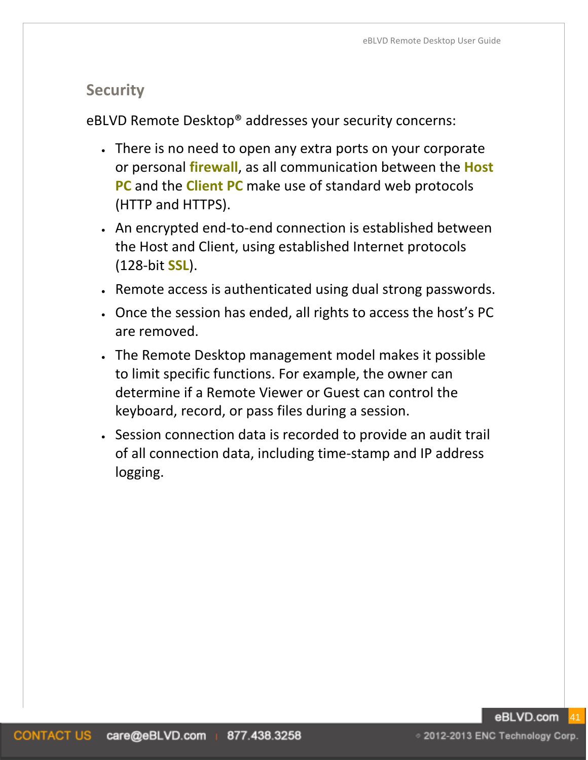## Security

eBLVD Remote Desktop® addresses your security concerns:

- There is no need to open any extra ports on your corporate or personal **firewall**, as all communication between the **Host PC** and the **Client PC** make use of standard web protocols (HTTP and HTTPS).
- An encrypted end-to-end connection is established between the Host and Client, using established Internet protocols (128-bit **SSL**).
- Remote access is authenticated using dual strong passwords.
- Once the session has ended, all rights to access the host's PC are removed.
- The Remote Desktop management model makes it possible to limit specific functions. For example, the owner can determine if a Remote Viewer or Guest can control the keyboard, record, or pass files during a session.
- Session connection data is recorded to provide an audit trail of all connection data, including time-stamp and IP address logging.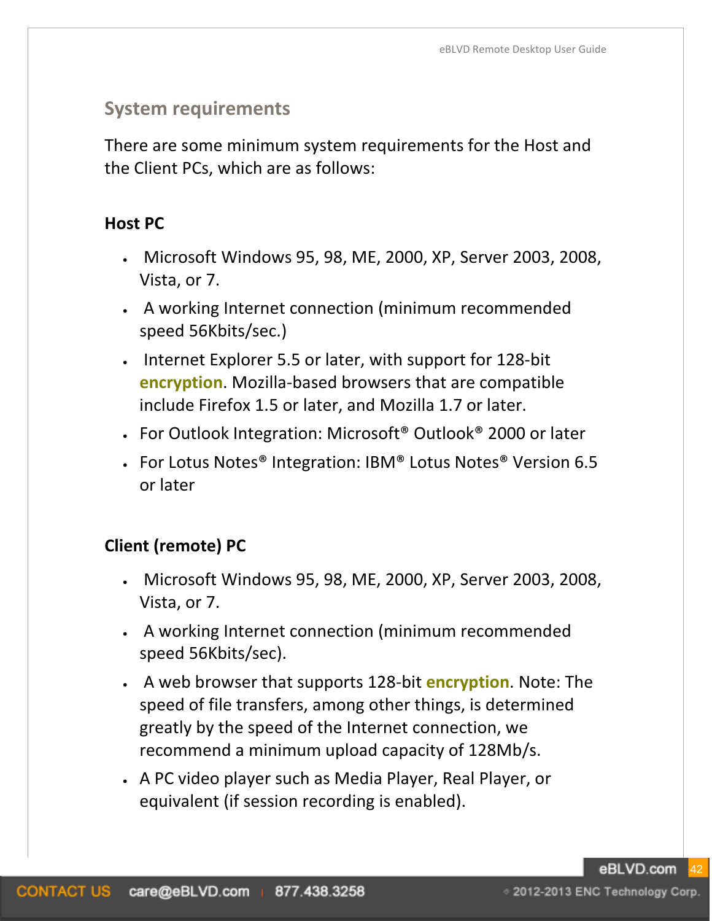## System requirements

There are some minimum system requirements for the Host and the Client PCs, which are as follows:

### Host PC

- Microsoft Windows 95, 98, ME, 2000, XP, Server 2003, 2008, Vista, or 7.
- A working Internet connection (minimum recommended speed 56Kbits/sec.)
- Internet Explorer 5.5 or later, with support for 128-bit **encryption**. Mozilla-based browsers that are compatible include Firefox 1.5 or later, and Mozilla 1.7 or later.
- For Outlook Integration: Microsoft® Outlook® 2000 or later
- For Lotus Notes® Integration: IBM® Lotus Notes® Version 6.5 or later

### Client (remote) PC

- Microsoft Windows 95, 98, ME, 2000, XP, Server 2003, 2008, Vista, or 7.
- A working Internet connection (minimum recommended speed 56Kbits/sec).
- A web browser that supports 128-bit **encryption**. Note: The speed of file transfers, among other things, is determined greatly by the speed of the Internet connection, we recommend a minimum upload capacity of 128Mb/s.
- A PC video player such as Media Player, Real Player, or equivalent (if session recording is enabled).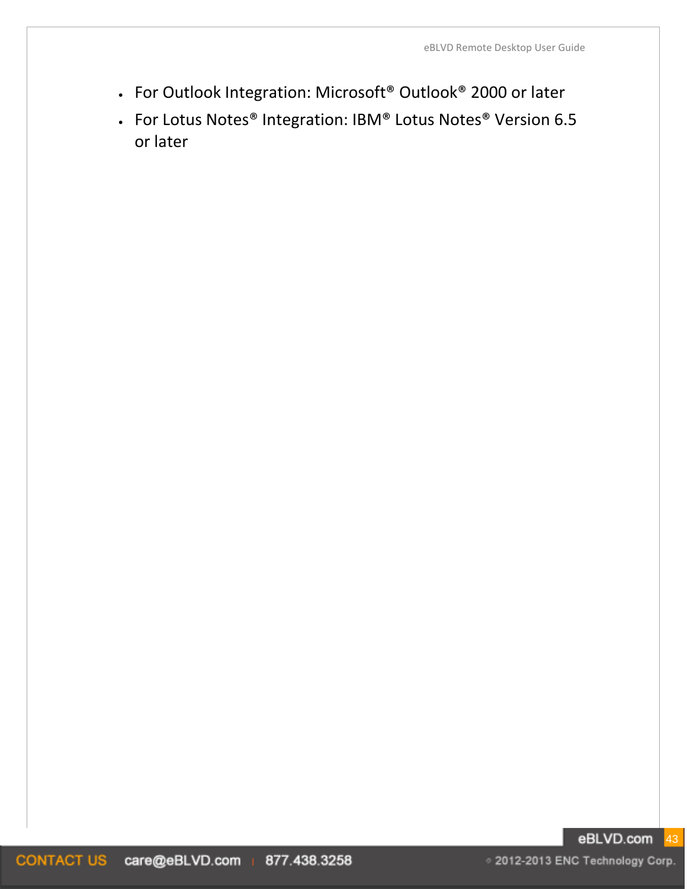- For Outlook Integration: Microsoft® Outlook® 2000 or later
- For Lotus Notes® Integration: IBM® Lotus Notes® Version 6.5 or later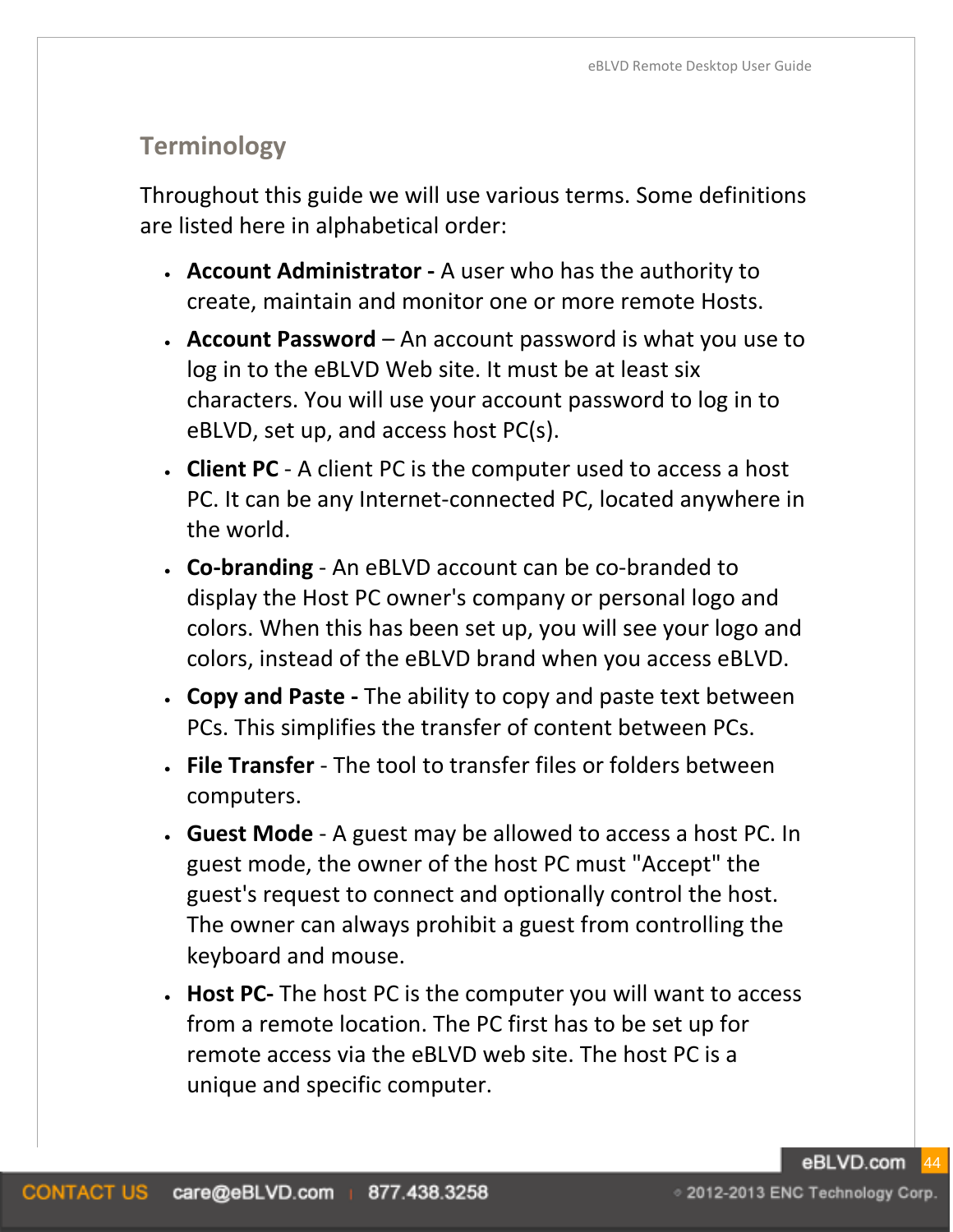## Terminology

Throughout this guide we will use various terms. Some definitions are listed here in alphabetical order:

- **Account Administrator -** A user who has the authority to create, maintain and monitor one or more remote Hosts.
- **Account Password** – An account password is what you use to log in to the eBLVD Web site. It must be at least six characters. You will use your account password to log in to eBLVD, set up, and access host PC(s).
- **Client PC** - A client PC is the computer used to access a host PC. It can be any Internet-connected PC, located anywhere in the world.
- **Co-branding** - An eBLVD account can be co-branded to display the Host PC owner's company or personal logo and colors. When this has been set up, you will see your logo and colors, instead of the eBLVD brand when you access eBLVD.
- **Copy and Paste -** The ability to copy and paste text between PCs. This simplifies the transfer of content between PCs.
- **File Transfer** - The tool to transfer files or folders between computers.
- **Guest Mode** - A guest may be allowed to access a host PC. In guest mode, the owner of the host PC must "Accept" the guest's request to connect and optionally control the host. The owner can always prohibit a guest from controlling the keyboard and mouse.
- **Host PC-** The host PC is the computer you will want to access from a remote location. The PC first has to be set up for remote access via the eBLVD web site. The host PC is a unique and specific computer.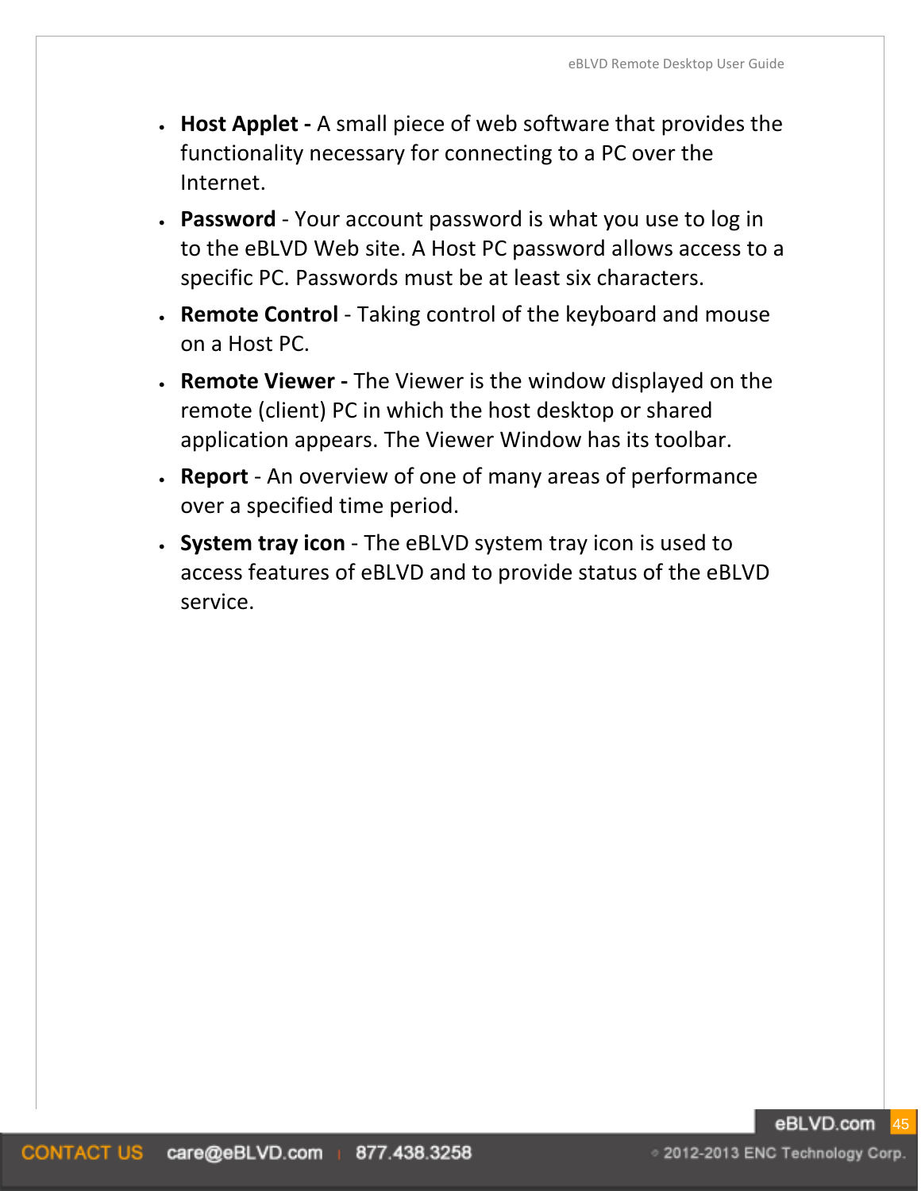- **Host Applet -** A small piece of web software that provides the functionality necessary for connecting to a PC over the Internet.
- **Password** - Your account password is what you use to log in to the eBLVD Web site. A Host PC password allows access to a specific PC. Passwords must be at least six characters.
- **Remote Control** - Taking control of the keyboard and mouse on a Host PC.
- **Remote Viewer -** The Viewer is the window displayed on the remote (client) PC in which the host desktop or shared application appears. The Viewer Window has its toolbar.
- **Report** - An overview of one of many areas of performance over a specified time period.
- **System tray icon** - The eBLVD system tray icon is used to access features of eBLVD and to provide status of the eBLVD service.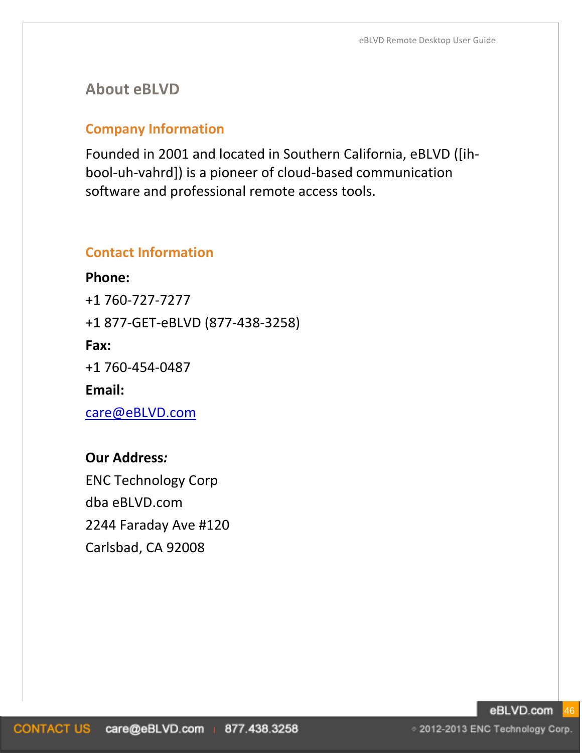# About eBLVD

## Company Information

Founded in 2001 and located in Southern California, eBLVD ([ih-bool-uh-vahrd]) is a pioneer of cloud-based communication software and professional remote access tools.

## Contact Information

**Phone:**

+1 760-727-7277

+1 877-GET-eBLVD (877-438-3258)

**Fax:**

+1 760-454-0487

**Email:**

care@eBLVD.com

**Our Address*:***

ENC Technology Corp

dba eBLVD.com

2244 Faraday Ave #120

Carlsbad, CA 92008